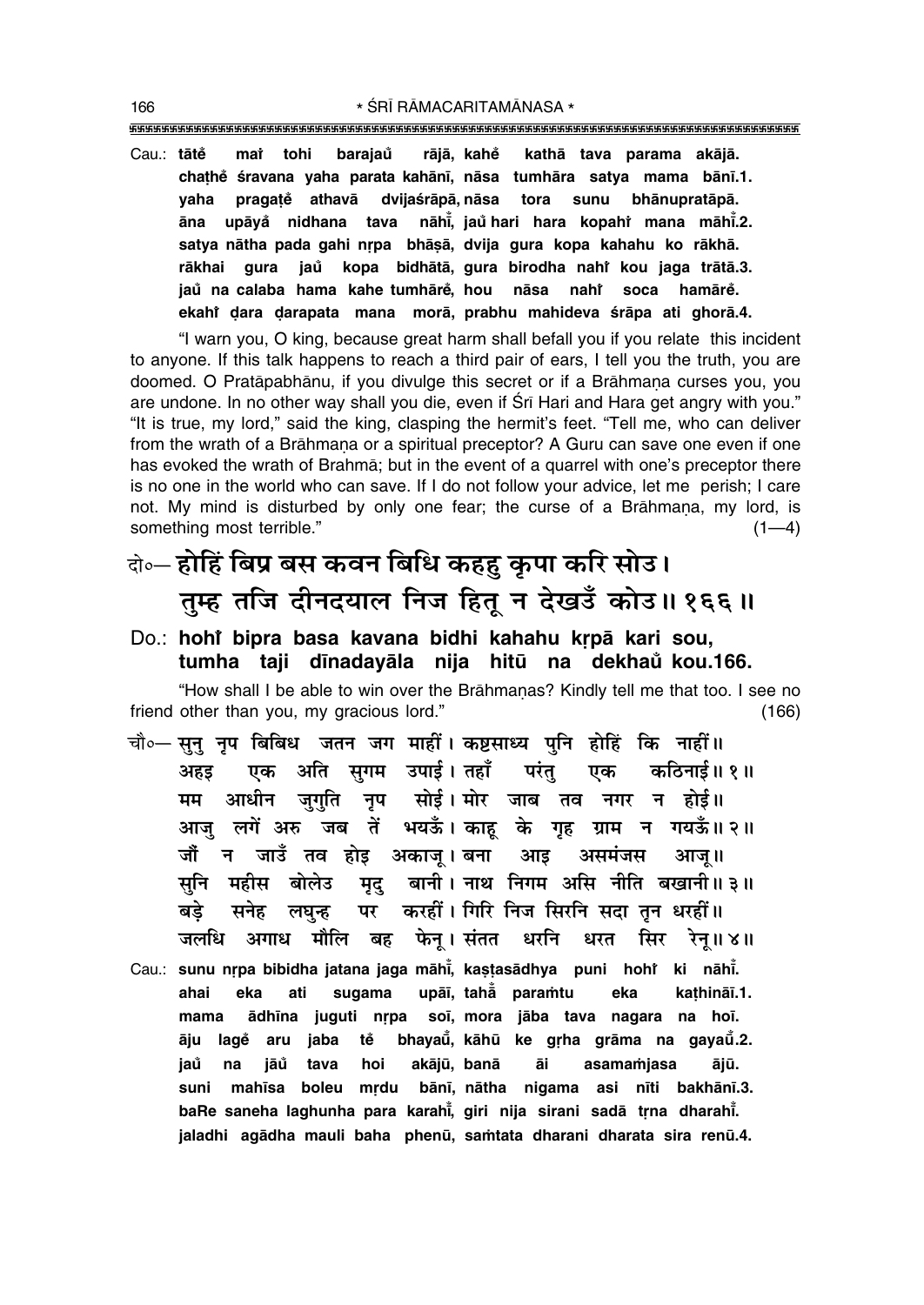Cau.: **tāte maĩ tohi barajaũ rājā, kahe kathā tava parama akājā.**
**chaṭhe śravana yaha parata kahānī, nāsa tumhāra satya mama bānī.1.**
**yaha pragaṭe athavā dvijaśrāpā, nāsa tora sunu bhānupratāpā.**
**āna upāyã nidhana tava nāhĩ, jaũ hari hara kopahĩ mana māhĩ.2.**
**satya nātha pada gahi nṛpa bhāṣā, dvija gura kopa kahahu ko rākhā.**
**rākhai gura jaũ kopa bidhātā, gura birodha nahĩ kou jaga trātā.3.**
**jaũ na calaba hama kahe tumhāre, hou nāsa nahĩ soca hamāre.**
**ekahĩ ḍara ḍarapata mana morā, prabhu mahideva śrāpa ati ghorā.4.**

"I warn you, O king, because great harm shall befall you if you relate this incident to anyone. If this talk happens to reach a third pair of ears, I tell you the truth, you are doomed. O Pratāpabhānu, if you divulge this secret or if a Brāhmaṇa curses you, you are undone. In no other way shall you die, even if Śrī Hari and Hara get angry with you." "It is true, my lord," said the king, clasping the hermit's feet. "Tell me, who can deliver from the wrath of a Brāhmaṇa or a spiritual preceptor? A Guru can save one even if one has evoked the wrath of Brahmā; but in the event of a quarrel with one's preceptor there is no one in the world who can save. If I do not follow your advice, let me perish; I care not. My mind is disturbed by only one fear; the curse of a Brāhmaṇa, my lord, is something most terrible." (1—4)

दो०— **होहिं बिप्र बस कवन बिधि कहहु कृपा करि सोउ।**
**तुम्ह तजि दीनदयाल निज हितू न देखउँ कोउ॥ १६६॥**

Do.: **hohĩ bipra basa kavana bidhi kahahu kṛpā kari sou,**
**tumha taji dīnadayāla nija hitū na dekhaũ kou.166.**

"How shall I be able to win over the Brāhmaṇas? Kindly tell me that too. I see no friend other than you, my gracious lord." (166)

चौ०— सुनु नृप बिबिध जतन जग माहीं। कष्टसाध्य पुनि होहिं कि नाहीं॥
अहइ एक अति सुगम उपाई। तहाँ परंतु एक कठिनाई॥ १॥
मम आधीन जुगुति नृप सोई। मोर जाब तव नगर न होई॥
आजु लगें अरु जब तें भयऊँ। काहू के गृह ग्राम न गयऊँ॥ २॥
जौं न जाउँ तव होइ अकाजू। बना आइ असमंजस आजू॥
सुनि महीस बोलेउ मृदु बानी। नाथ निगम असि नीति बखानी॥ ३॥
बड़े सनेह लघुन्ह पर करहीं। गिरि निज सिरनि सदा तृन धरहीं॥
जलधि अगाध मौलि बह फेनू। संतत धरनि धरत सिर रेनू॥ ४॥

Cau.: **sunu nṛpa bibidha jatana jaga māhĩ, kaṣṭasādhya puni hohĩ ki nāhĩ.**
**ahai eka ati sugama upāī, tahā̃ paraṁtu eka kaṭhināī.1.**
**mama ādhīna juguti nṛpa soī, mora jāba tava nagara na hoī.**
**āju lage aru jaba te bhayaũ, kāhū ke gṛha grāma na gayaũ.2.**
**jaũ na jāũ tava hoi akājū, banā āi asamaṁjasa ājū.**
**suni mahīsa boleu mṛdu bānī, nātha nigama asi nīti bakhānī.3.**
**baRe saneha laghunha para karahĩ, giri nija sirani sadā tṛna dharahĩ.**
**jaladhi agādha mauli baha phenū, saṁtata dharani dharata sira renū.4.**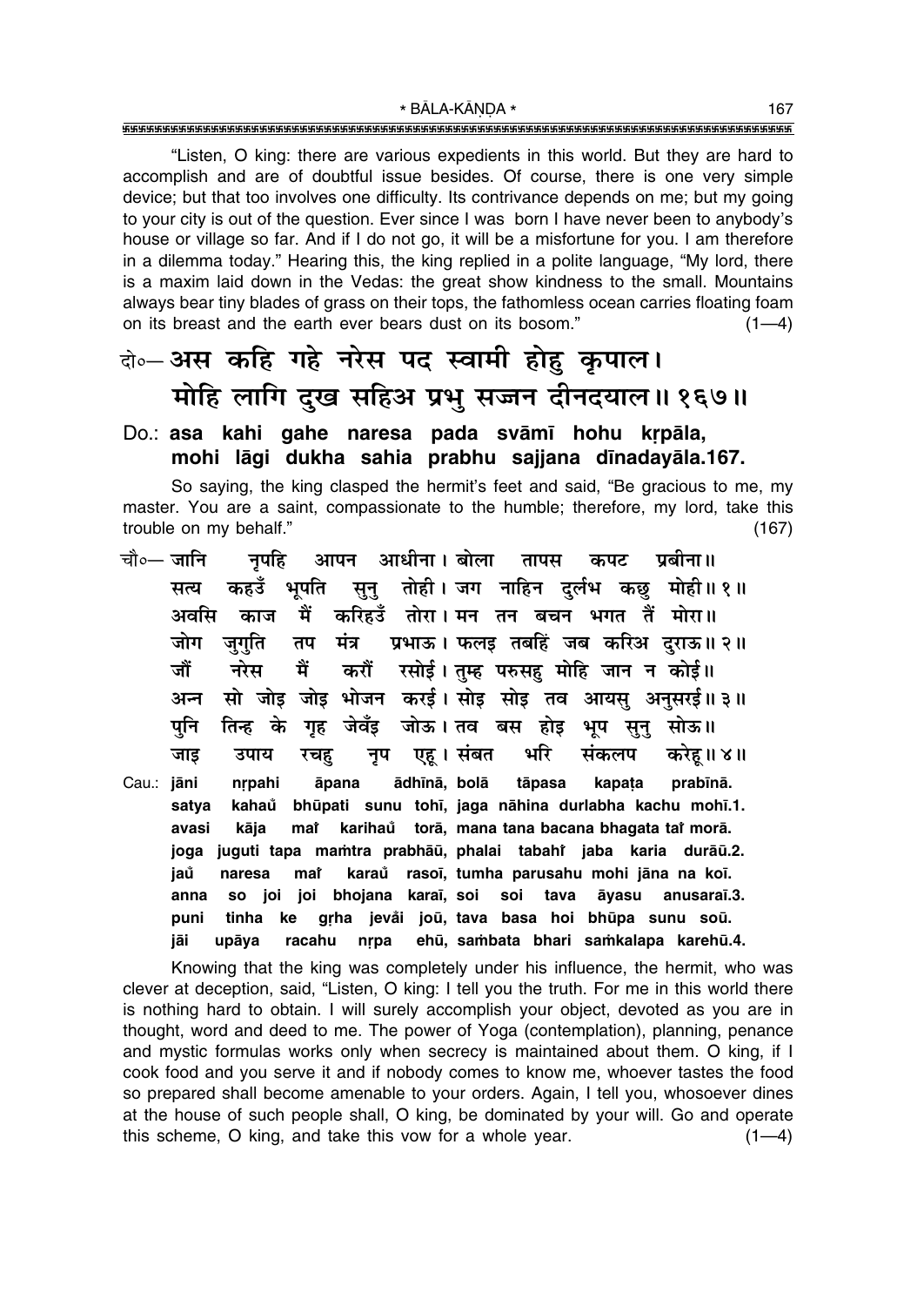"Listen, O king: there are various expedients in this world. But they are hard to accomplish and are of doubtful issue besides. Of course, there is one very simple device; but that too involves one difficulty. Its contrivance depends on me; but my going to your city is out of the question. Ever since I was born I have never been to anybody's house or village so far. And if I do not go, it will be a misfortune for you. I am therefore in a dilemma today." Hearing this, the king replied in a polite language, "My lord, there is a maxim laid down in the Vedas: the great show kindness to the small. Mountains always bear tiny blades of grass on their tops, the fathomless ocean carries floating foam on its breast and the earth ever bears dust on its bosom." (1—4)

दो०— **अस कहि गहे नरेस पद स्वामी होहु कृपाल।**
**मोहि लागि दुख सहिअ प्रभु सज्जन दीनदयाल॥ १६७॥**

Do.: **asa kahi gahe naresa pada svāmī hohu kṛpāla,**
**mohi lāgi dukha sahia prabhu sajjana dīnadayāla.167.**

So saying, the king clasped the hermit's feet and said, "Be gracious to me, my master. You are a saint, compassionate to the humble; therefore, my lord, take this trouble on my behalf." (167)

चौ०— जानि नृपहि आपन आधीना। बोला तापस कपट प्रबीना॥
सत्य कहउँ भूपति सुनु तोही। जग नाहिन दुर्लभ कछु मोही॥ १॥
अवसि काज मैं करिहउँ तोरा। मन तन बचन भगत तैं मोरा॥
जोग जुगुति तप मंत्र प्रभाऊ। फलइ तबहिं जब करिअ दुराऊ॥ २॥
जौं नरेस मैं करौं रसोई। तुम्ह परुसहु मोहि जान न कोई॥
अन्न सो जोइ जोइ भोजन करई। सोइ सोइ तव आयसु अनुसरई॥ ३॥
पुनि तिन्ह के गृह जेवँइ जोऊ। तव बस होइ भूप सुनु सोऊ॥
जाइ उपाय रचहु नृप एहू। संबत भरि संकलप करेहू॥ ४॥

Cau.: **jāni nṛpahi āpana ādhīnā, bolā tāpasa kapaṭa prabīnā.**
**satya kahau̐ bhūpati sunu tohī, jaga nāhina durlabha kachu mohī.1.**
**avasi kāja mai̐ karihau̐ torā, mana tana bacana bhagata tai̐ morā.**
**joga juguti tapa maṁtra prabhāū, phalai tabahi̐ jaba karia durāū.2.**
**jau̐ naresa mai̐ karau̐ rasoī, tumha parusahu mohi jāna na koī.**
**anna so joi joi bhojana karaī, soi soi tava āyasu anusaraī.3.**
**puni tinha ke gṛha jevãi joū, tava basa hoi bhūpa sunu soū.**
**jāi upāya racahu nṛpa ehū, saṁbata bhari saṁkalapa karehū.4.**

Knowing that the king was completely under his influence, the hermit, who was clever at deception, said, "Listen, O king: I tell you the truth. For me in this world there is nothing hard to obtain. I will surely accomplish your object, devoted as you are in thought, word and deed to me. The power of Yoga (contemplation), planning, penance and mystic formulas works only when secrecy is maintained about them. O king, if I cook food and you serve it and if nobody comes to know me, whoever tastes the food so prepared shall become amenable to your orders. Again, I tell you, whosoever dines at the house of such people shall, O king, be dominated by your will. Go and operate this scheme, O king, and take this vow for a whole year. (1—4)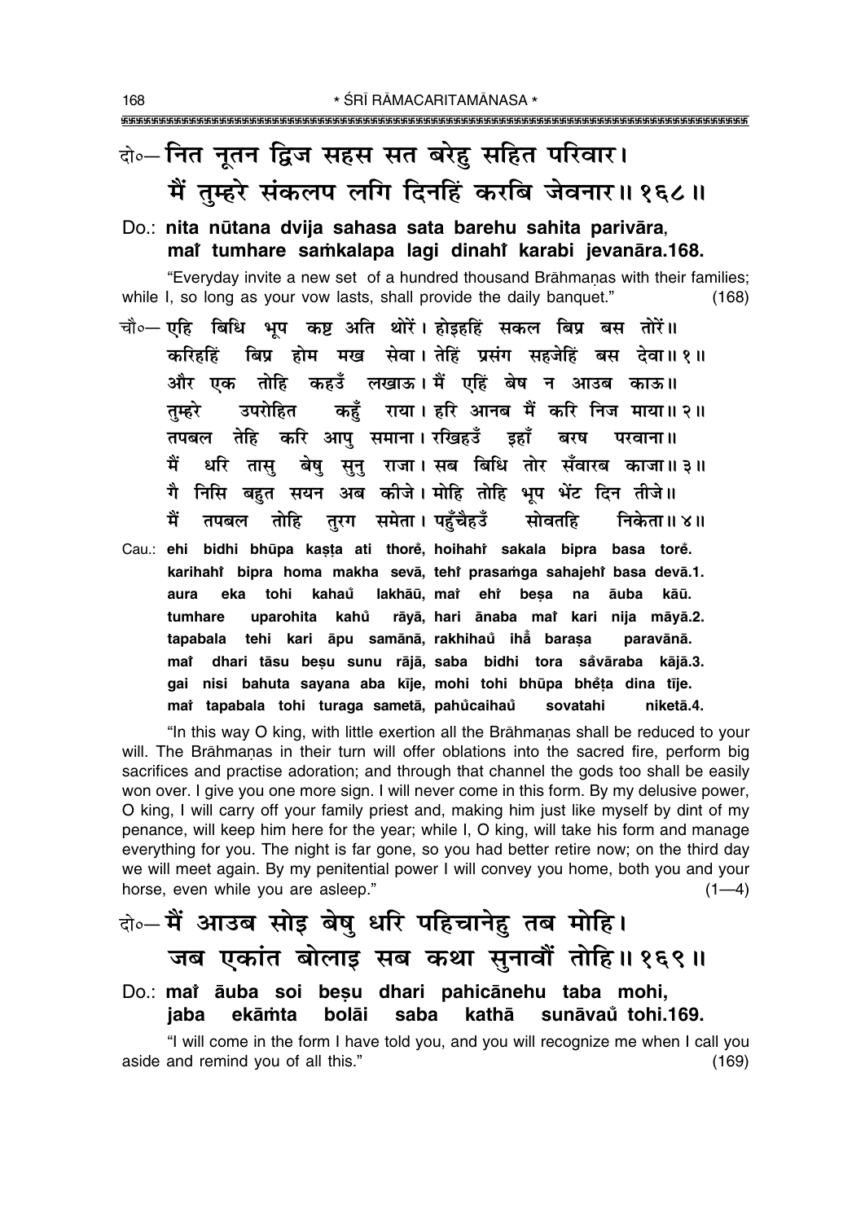दो०— नित नूतन द्विज सहस सत बरेहु सहित परिवार।
मैं तुम्हरे संकलप लगि दिनहिं करबि जेवनार॥ १६८॥

Do.: **nita nūtana dvija sahasa sata barehu sahita parivāra, maĩ tumhare saṁkalapa lagi dinahĩ karabi jevanāra.168.**

"Everyday invite a new set of a hundred thousand Brāhmaṇas with their families; while I, so long as your vow lasts, shall provide the daily banquet." (168)

चौ०— एहि बिधि भूप कष्ट अति थोरें। होइहहिं सकल बिप्र बस तोरें॥
करिहहिं बिप्र होम मख सेवा। तेहिं प्रसंग सहजेहिं बस देवा॥ १॥
और एक तोहि कहउँ लखाऊ। मैं एहिं बेष न आउब काऊ॥
तुम्हरे उपरोहित कहुँ राया। हरि आनब मैं करि निज माया॥ २॥
तपबल तेहि करि आपु समाना। रखिहउँ इहाँ बरष परवाना॥
मैं धरि तासु बेषु सुनु राजा। सब बिधि तोर सँवारब काजा॥ ३॥
गै निसि बहुत सयन अब कीजे। मोहि तोहि भूप भेंट दिन तीजे॥
मैं तपबल तोहि तुरग समेता। पहुँचैहउँ सोवतहि निकेता॥ ४॥

Cau.: **ehi bidhi bhūpa kaṣṭa ati thorẽ, hoihahĩ sakala bipra basa torẽ. karihahĩ bipra homa makha sevā, tehĩ prasaṁga sahajehĩ basa devā.1. aura eka tohi kahaũ lakhāū, maĩ ehĩ beṣa na āuba kāū. tumhare uparohita kahũ rāyā, hari ānaba maĩ kari nija māyā.2. tapabala tehi kari āpu samānā, rakhihaũ ihā̃ baraṣa paravānā. maĩ dhari tāsu beṣu sunu rājā, saba bidhi tora sãvāraba kājā.3. gai nisi bahuta sayana aba kīje, mohi tohi bhūpa bhẽṭa dina tīje. maĩ tapabala tohi turaga sametā, pahũcaihaũ sovatahi niketā.4.**

"In this way O king, with little exertion all the Brāhmaṇas shall be reduced to your will. The Brāhmaṇas in their turn will offer oblations into the sacred fire, perform big sacrifices and practise adoration; and through that channel the gods too shall be easily won over. I give you one more sign. I will never come in this form. By my delusive power, O king, I will carry off your family priest and, making him just like myself by dint of my penance, will keep him here for the year; while I, O king, will take his form and manage everything for you. The night is far gone, so you had better retire now; on the third day we will meet again. By my penitential power I will convey you home, both you and your horse, even while you are asleep." (1—4)

दो०— मैं आउब सोइ बेषु धरि पहिचानेहु तब मोहि।
जब एकांत बोलाइ सब कथा सुनावौं तोहि॥ १६९॥

Do.: **maĩ āuba soi beṣu dhari pahicānehu taba mohi, jaba ekāṁta bolāi saba kathā sunāvaũ tohi.169.**

"I will come in the form I have told you, and you will recognize me when I call you aside and remind you of all this." (169)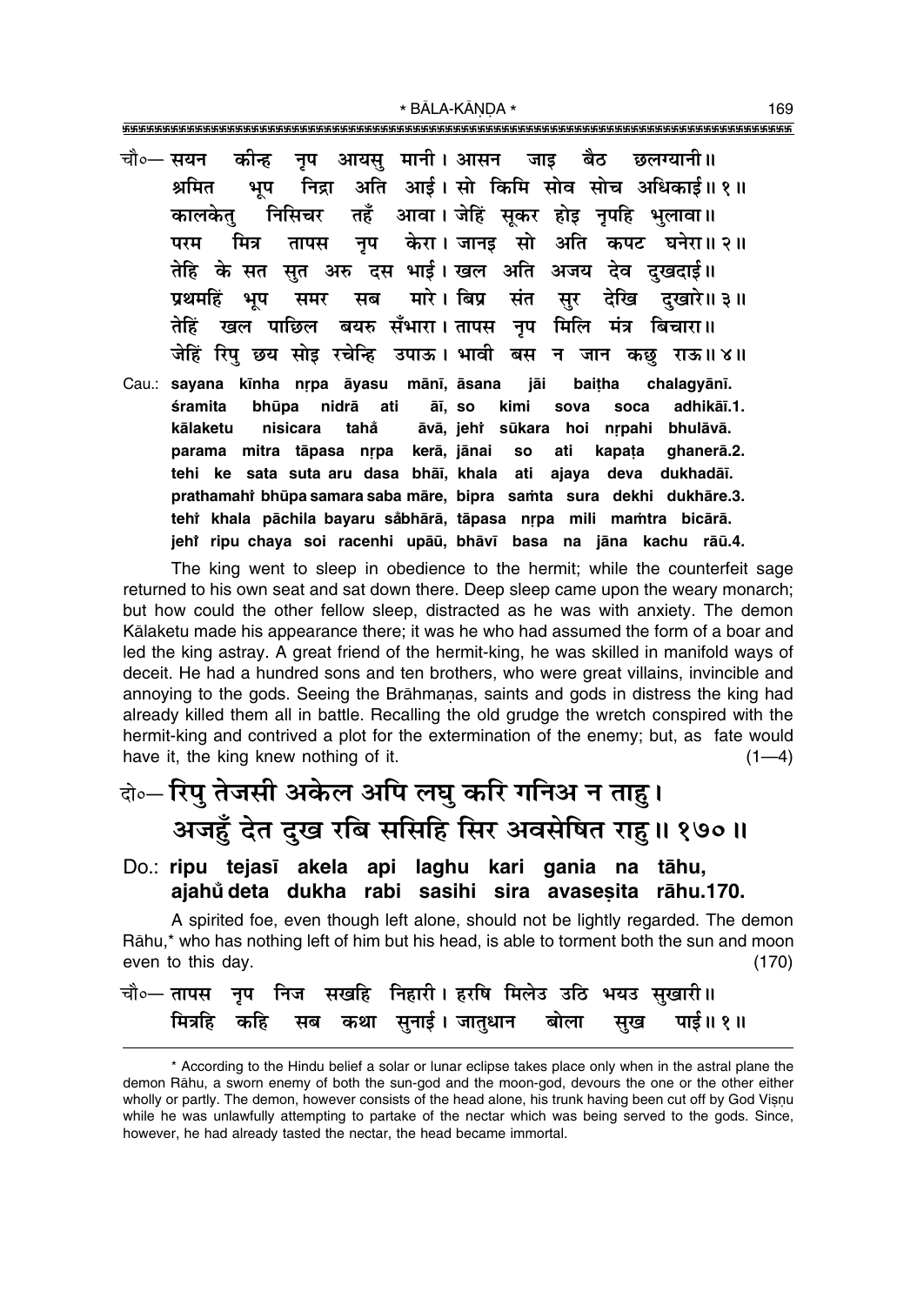चौ०— सयन कीन्ह नृप आयसु मानी। आसन जाइ बैठ छलग्यानी॥
श्रमित भूप निद्रा अति आई। सो किमि सोव सोच अधिकाई॥ १॥
कालकेतु निसिचर तहँ आवा। जेहिं सूकर होइ नृपहि भुलावा॥
परम मित्र तापस नृप केरा। जानइ सो अति कपट घनेरा॥ २॥
तेहि के सत सुत अरु दस भाई। खल अति अजय देव दुखदाई॥
प्रथमहिं भूप समर सब मारे। बिप्र संत सुर देखि दुखारे॥ ३॥
तेहिं खल पाछिल बयरु सँभारा। तापस नृप मिलि मंत्र बिचारा॥
जेहिं रिपु छय सोइ रचेन्हि उपाऊ। भावी बस न जान कछु राऊ॥ ४॥

Cau.: **sayana kīnha nṛpa āyasu mānī, āsana jāi baiṭha chalagyānī.**
**śramita bhūpa nidrā ati āī, so kimi sova soca adhikāī.1.**
**kālaketu nisicara taham̐ āvā, jehiṁ sūkara hoi nṛpahi bhulāvā.**
**parama mitra tāpasa nṛpa kerā, jānai so ati kapaṭa ghanerā.2.**
**tehi ke sata suta aru dasa bhāī, khala ati ajaya deva dukhadāī.**
**prathamahiṁ bhūpa samara saba māre, bipra saṁta sura dekhi dukhāre.3.**
**tehiṁ khala pāchila bayaru sam̐bhārā, tāpasa nṛpa mili maṁtra bicārā.**
**jehiṁ ripu chaya soi racenhi upāū, bhāvī basa na jāna kachu rāū.4.**

The king went to sleep in obedience to the hermit; while the counterfeit sage returned to his own seat and sat down there. Deep sleep came upon the weary monarch; but how could the other fellow sleep, distracted as he was with anxiety. The demon Kālaketu made his appearance there; it was he who had assumed the form of a boar and led the king astray. A great friend of the hermit-king, he was skilled in manifold ways of deceit. He had a hundred sons and ten brothers, who were great villains, invincible and annoying to the gods. Seeing the Brāhmaṇas, saints and gods in distress the king had already killed them all in battle. Recalling the old grudge the wretch conspired with the hermit-king and contrived a plot for the extermination of the enemy; but, as fate would have it, the king knew nothing of it. (1—4)

## दो०— रिपु तेजसी अकेल अपि लघु करि गनिअ न ताहु। अजहुँ देत दुख रबि ससिहि सिर अवसेषित राहु॥ १७०॥

Do.: **ripu tejasī akela api laghu kari gania na tāhu,**
**ajahum̐ deta dukha rabi sasihi sira avaseṣita rāhu.170.**

A spirited foe, even though left alone, should not be lightly regarded. The demon Rāhu,* who has nothing left of him but his head, is able to torment both the sun and moon even to this day. (170)

चौ०— तापस नृप निज सखहि निहारी। हरषि मिलेउ उठि भयउ सुखारी॥
मित्रहि कहि सब कथा सुनाई। जातुधान बोला सुख पाई॥ १॥

* According to the Hindu belief a solar or lunar eclipse takes place only when in the astral plane the demon Rāhu, a sworn enemy of both the sun-god and the moon-god, devours the one or the other either wholly or partly. The demon, however consists of the head alone, his trunk having been cut off by God Viṣṇu while he was unlawfully attempting to partake of the nectar which was being served to the gods. Since, however, he had already tasted the nectar, the head became immortal.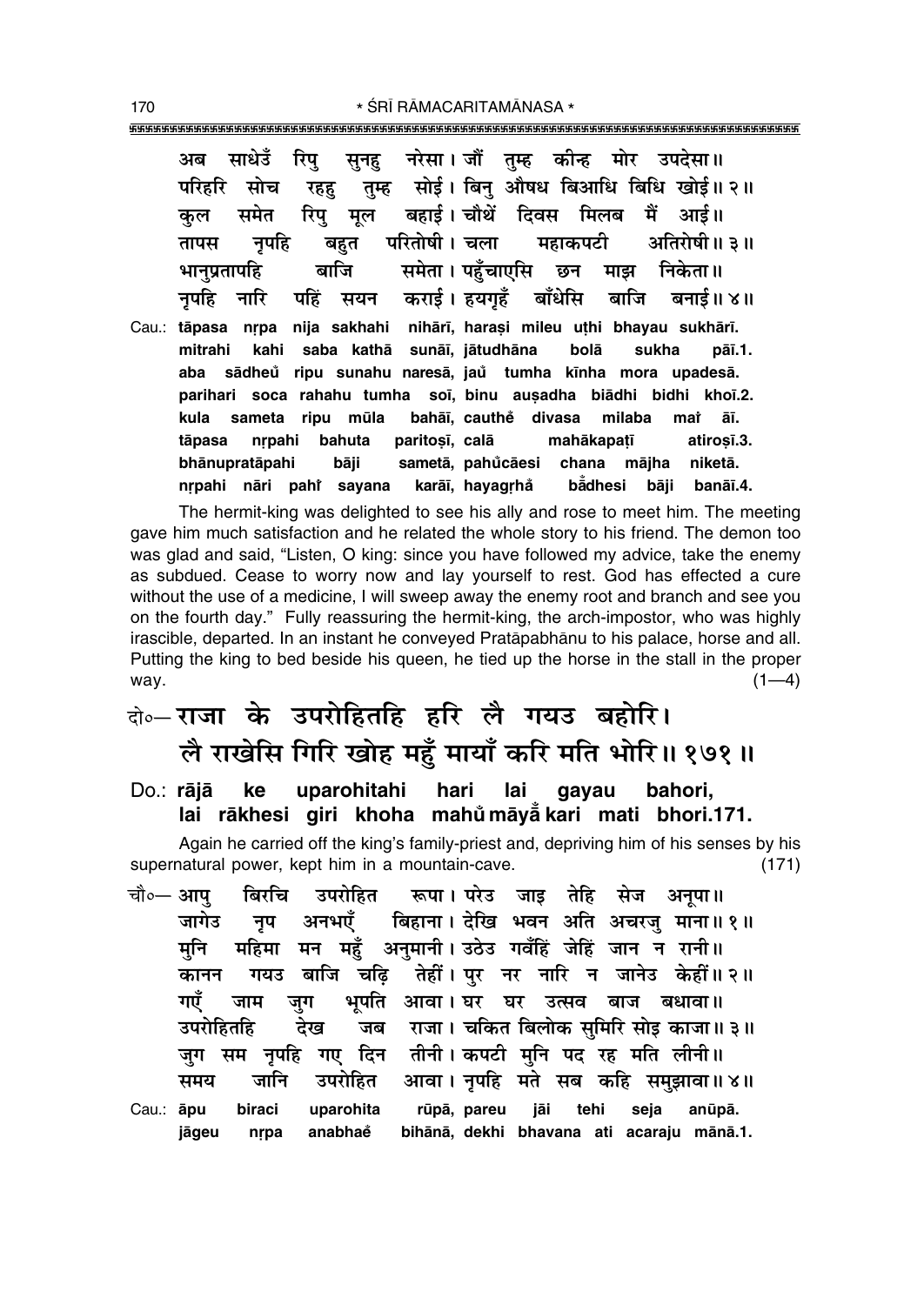अब साधेउँ रिपु सुनहु नरेसा। जौं तुम्ह कीन्ह मोर उपदेसा॥
परिहरि सोच रहहु तुम्ह सोई। बिनु औषध बिआधि बिधि खोई॥ २॥
कुल समेत रिपु मूल बहाई। चौथें दिवस मिलब मैं आई॥
तापस नृपहि बहुत परितोषी। चला महाकपटी अतिरोषी॥ ३॥
भानुप्रतापहि बाजि समेता। पहुँचाएसि छन माझ निकेता॥
नृपहि नारि पहिं सयन कराई। हयगृहँ बाँधेसि बाजि बनाई॥ ४॥

Cau.: tāpasa nṛpa nija sakhahi nihārī, harași mileu uṭhi bhayau sukhārī.
mitrahi kahi saba kathā sunāī, jātudhāna bolā sukha pāī.1.
aba sādheů ripu sunahu naresā, jaů tumha kīnha mora upadesā.
parihari soca rahahu tumha soī, binu auṣadha biādhi bidhi khoī.2.
kula sameta ripu mūla bahāī, cauthė̃ divasa milaba maiṁ āī.
tāpasa nṛpahi bahuta paritoṣī, calā mahākapaṭī atiroṣī.3.
bhānupratāpahi bāji sametā, pahůcāesi chana mājha niketā.
nṛpahi nāri pahiṁ sayana karāī, hayagṛhå̃ bā̃dhesi bāji banāī.4.

The hermit-king was delighted to see his ally and rose to meet him. The meeting gave him much satisfaction and he related the whole story to his friend. The demon too was glad and said, "Listen, O king: since you have followed my advice, take the enemy as subdued. Cease to worry now and lay yourself to rest. God has effected a cure without the use of a medicine, I will sweep away the enemy root and branch and see you on the fourth day." Fully reassuring the hermit-king, the arch-impostor, who was highly irascible, departed. In an instant he conveyed Pratāpabhānu to his palace, horse and all. Putting the king to bed beside his queen, he tied up the horse in the stall in the proper way. (1—4)

दो०— राजा के उपरोहितहि हरि लै गयउ बहोरि।
लै राखेसि गिरि खोह महुँ मायाँ करि मति भोरि॥ १७१॥

Do.: rājā ke uparohitahi hari lai gayau bahori,
lai rākhesi giri khoha mahů māyå̃ kari mati bhori.171.

Again he carried off the king's family-priest and, depriving him of his senses by his supernatural power, kept him in a mountain-cave. (171)

चौ०— आपु बिरचि उपरोहित रूपा। परेउ जाइ तेहि सेज अनूपा॥
जागेउ नृप अनभएँ बिहाना। देखि भवन अति अचरजु माना॥ १॥
मुनि महिमा मन महुँ अनुमानी। उठेउ गवँहिं जेहिं जान न रानी॥
कानन गयउ बाजि चढ़ि तेहीं। पुर नर नारि न जानेउ केहीं॥ २॥
गएँ जाम जुग भूपति आवा। घर घर उत्सव बाज बधावा॥
उपरोहितहि देख जब राजा। चकित बिलोक सुमिरि सोइ काजा॥ ३॥
जुग सम नृपहि गए दिन तीनी। कपटी मुनि पद रह मति लीनी॥
समय जानि उपरोहित आवा। नृपहि मते सब कहि समुझावा॥ ४॥

Cau.: āpu biraci uparohita rūpā, pareu jāi tehi seja anūpā.
jāgeu nṛpa anabhaẽ bihānā, dekhi bhavana ati acaraju mānā.1.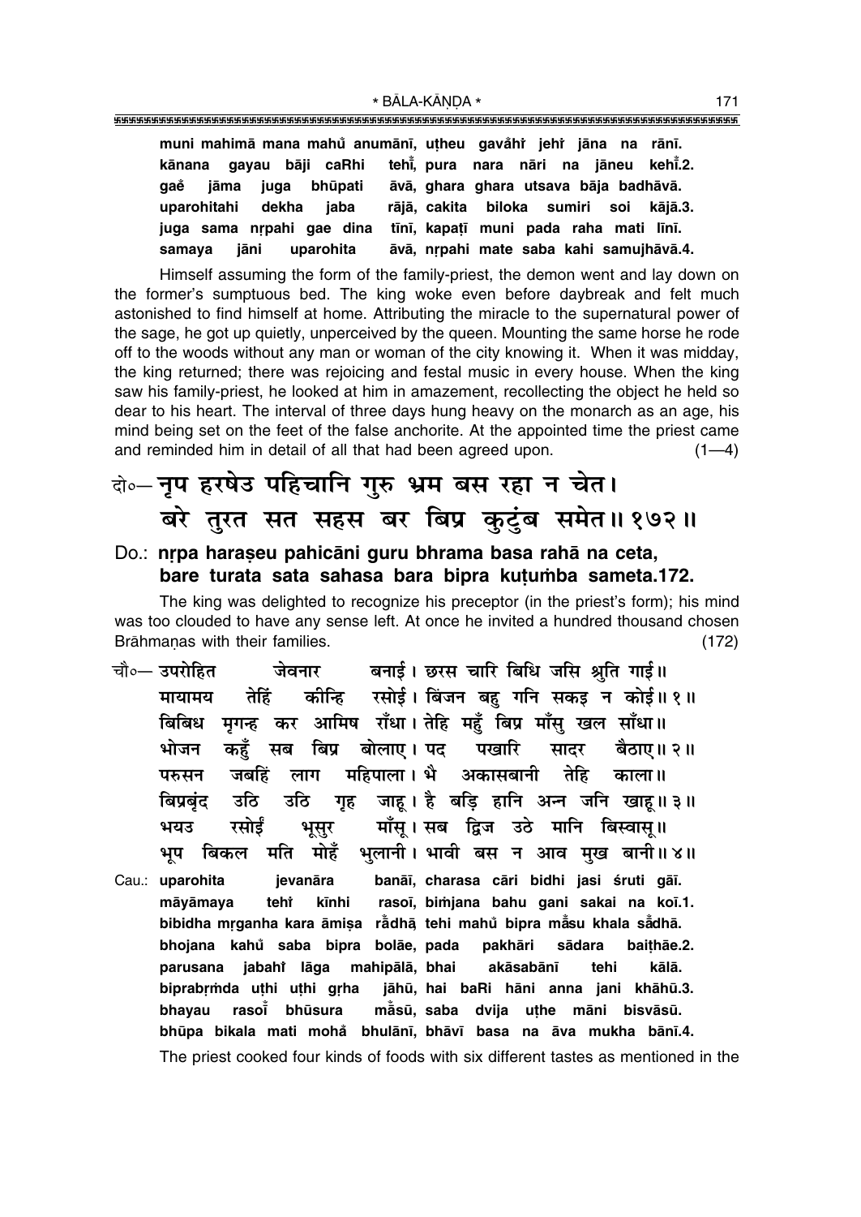**muni mahimā mana mahů anumānī, uṭheu gavåhiṅ jehiṅ jāna na rānī.**
**kānana gayau bāji caRhi tehiṅ, pura nara nāri na jāneu kehiṅ.2.**
**gaě jāma juga bhūpati āvā, ghara ghara utsava bāja badhāvā.**
**uparohitahi dekha jaba rājā, cakita biloka sumiri soi kājā.3.**
**juga sama nṛpahi gae dina tīnī, kapaṭī muni pada raha mati līnī.**
**samaya jāni uparohita āvā, nṛpahi mate saba kahi samujhāvā.4.**

Himself assuming the form of the family-priest, the demon went and lay down on the former's sumptuous bed. The king woke even before daybreak and felt much astonished to find himself at home. Attributing the miracle to the supernatural power of the sage, he got up quietly, unperceived by the queen. Mounting the same horse he rode off to the woods without any man or woman of the city knowing it. When it was midday, the king returned; there was rejoicing and festal music in every house. When the king saw his family-priest, he looked at him in amazement, recollecting the object he held so dear to his heart. The interval of three days hung heavy on the monarch as an age, his mind being set on the feet of the false anchorite. At the appointed time the priest came and reminded him in detail of all that had been agreed upon. (1—4)

## दो०— नृप हरषेउ पहिचानि गुरु भ्रम बस रहा न चेत। बरे तुरत सत सहस बर बिप्र कुटुंब समेत॥ १७२॥

### Do.: nṛpa haraṣeu pahicāni guru bhrama basa rahā na ceta, bare turata sata sahasa bara bipra kuṭuṁba sameta.172.

The king was delighted to recognize his preceptor (in the priest's form); his mind was too clouded to have any sense left. At once he invited a hundred thousand chosen Brāhmaṇas with their families. (172)

चौ०— उपरोहित जेवनार बनाई। छरस चारि बिधि जसि श्रुति गाई॥
मायामय तेहिं कीन्हि रसोई। बिंजन बहु गनि सकइ न कोई॥ १॥
बिबिध मृगन्ह कर आमिष राँधा। तेहि महुँ बिप्र माँसु खल साँधा॥
भोजन कहुँ सब बिप्र बोलाए। पद पखारि सादर बैठाए॥ २॥
परुसन जबहिं लाग महिपाला। भै अकासबानी तेहि काला॥
बिप्रबृंद उठि उठि गृह जाहू। है बड़ि हानि अन्न जनि खाहू॥ ३॥
भयउ रसोईं भूसुर माँसू। सब द्विज उठे मानि बिस्वासू॥
भूप बिकल मति मोहँ भुलानी। भावी बस न आव मुख बानी॥ ४॥

Cau.: **uparohita jevanāra banāī, charasa cāri bidhi jasi śruti gāī.**
**māyāmaya tehiṅ kīnhi rasoī, biṁjana bahu gani sakai na koī.1.**
**bibidha mṛganha kara āmiṣa rådhā, tehi mahů bipra måsu khala sådhā.**
**bhojana kahů saba bipra bolāe, pada pakhāri sādara baiṭhāe.2.**
**parusana jabahiṅ lāga mahipālā, bhai akāsabānī tehi kālā.**
**biprabṛṁda uṭhi uṭhi gṛha jāhū, hai baRi hāni anna jani khāhū.3.**
**bhayau rasoiṅ bhūsura måsū, saba dvija uṭhe māni bisvāsū.**
**bhūpa bikala mati mohå bhulānī, bhāvī basa na āva mukha bānī.4.**

The priest cooked four kinds of foods with six different tastes as mentioned in the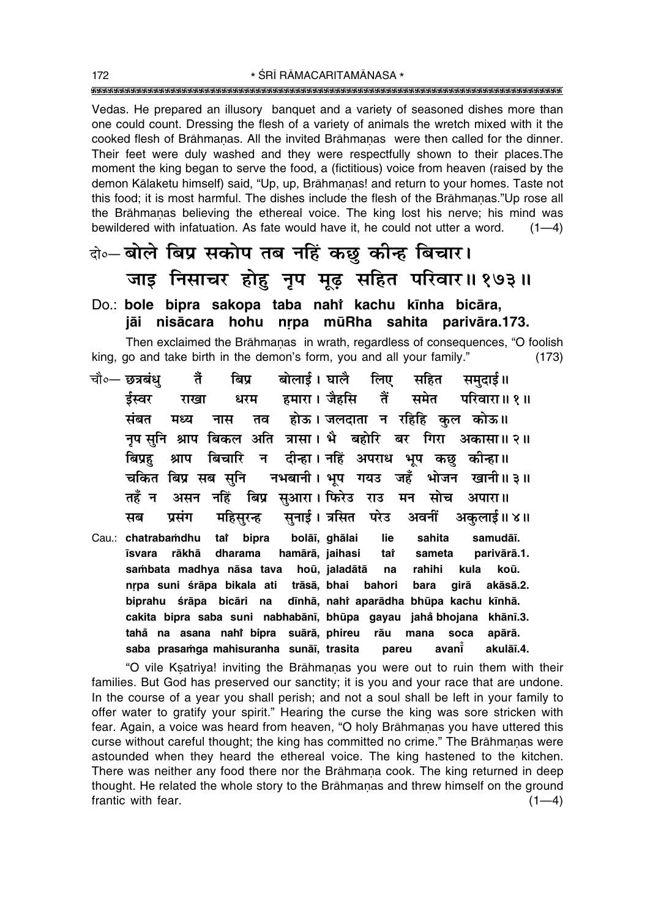Vedas. He prepared an illusory banquet and a variety of seasoned dishes more than one could count. Dressing the flesh of a variety of animals the wretch mixed with it the cooked flesh of Brāhmaṇas. All the invited Brāhmaṇas were then called for the dinner. Their feet were duly washed and they were respectfully shown to their places.The moment the king began to serve the food, a (fictitious) voice from heaven (raised by the demon Kālaketu himself) said, "Up, up, Brāhmaṇas! and return to your homes. Taste not this food; it is most harmful. The dishes include the flesh of the Brāhmaṇas."Up rose all the Brāhmaṇas believing the ethereal voice. The king lost his nerve; his mind was bewildered with infatuation. As fate would have it, he could not utter a word. (1—4)

दो०— **बोले बिप्र सकोप तब नहिं कछु कीन्ह बिचार।**
**जाइ निसाचर होहु नृप मूढ़ सहित परिवार॥ १७३॥**

Do.: **bole bipra sakopa taba nahiṁ kachu kīnha bicāra,**
**jāi nisācara hohu nṛpa mūRha sahita parivāra.173.**

Then exclaimed the Brāhmaṇas in wrath, regardless of consequences, "O foolish king, go and take birth in the demon's form, you and all your family." (173)

चौ०— छत्रबंधु तैं बिप्र बोलाई। घालै लिए सहित समुदाई॥
ईस्वर राखा धरम हमारा। जैहसि तैं समेत परिवारा॥ १॥
संबत मध्य नास तव होऊ। जलदाता न रहिहि कुल कोऊ॥
नृप सुनि श्राप बिकल अति त्रासा। भै बहोरि बर गिरा अकासा॥ २॥
बिप्रहु श्राप बिचारि न दीन्हा। नहिं अपराध भूप कछु कीन्हा॥
चकित बिप्र सब सुनि नभबानी। भूप गयउ जहँ भोजन खानी॥ ३॥
तहँ न असन नहिं बिप्र सुआरा। फिरेउ राउ मन सोच अपारा॥
सब प्रसंग महिसुरन्ह सुनाई। त्रसित परेउ अवनीं अकुलाई॥ ४॥

Cau.: **chatrabaṁdhu taiṁ bipra bolāī, ghālai lie sahita samudāī.**
**īsvara rākhā dharama hamārā, jaihasi taiṁ sameta parivārā.1.**
**saṁbata madhya nāsa tava hoū, jaladātā na rahihi kula koū.**
**nṛpa suni śrāpa bikala ati trāsā, bhai bahori bara girā akāsā.2.**
**biprahu śrāpa bicāri na dīnhā, nahiṁ aparādha bhūpa kachu kīnhā.**
**cakita bipra saba suni nabhabānī, bhūpa gayau jahaṁ bhojana khānī.3.**
**tahaṁ na asana nahiṁ bipra suārā, phireu rāu mana soca apārā.**
**saba prasaṁga mahisuranha sunāī, trasita pareu avanīṁ akulāī.4.**

"O vile Kṣatriya! inviting the Brāhmaṇas you were out to ruin them with their families. But God has preserved our sanctity; it is you and your race that are undone. In the course of a year you shall perish; and not a soul shall be left in your family to offer water to gratify your spirit." Hearing the curse the king was sore stricken with fear. Again, a voice was heard from heaven, "O holy Brāhmaṇas you have uttered this curse without careful thought; the king has committed no crime." The Brāhmaṇas were astounded when they heard the ethereal voice. The king hastened to the kitchen. There was neither any food there nor the Brāhmaṇa cook. The king returned in deep thought. He related the whole story to the Brāhmaṇas and threw himself on the ground frantic with fear. (1—4)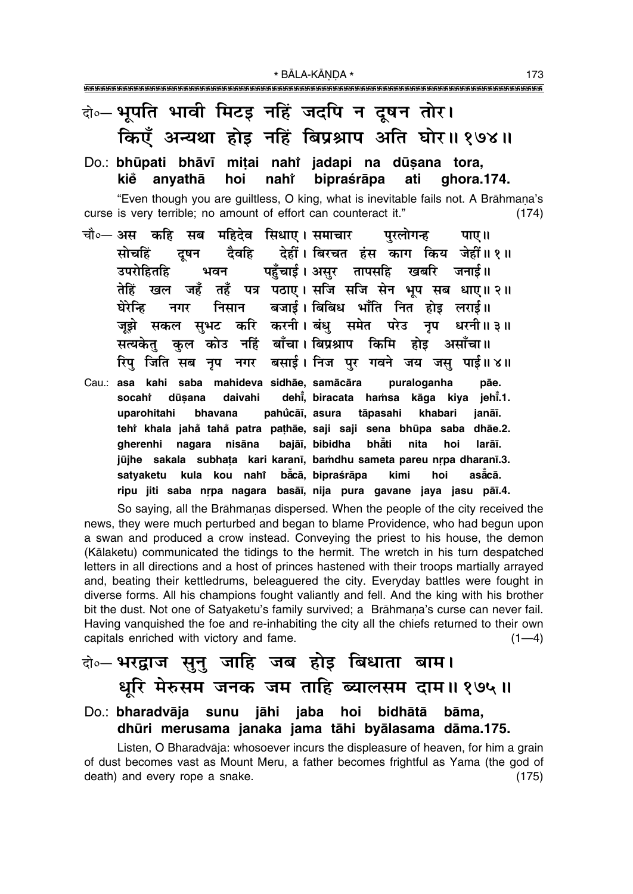दो०– भूपति भावी मिटइ नहिं जदपि न दूषन तोर।
किएँ अन्यथा होइ नहिं बिप्रश्राप अति घोर॥ १७४॥

Do.: **bhūpati bhāvī miṭai nahi̐ jadapi na dūṣana tora,**
**kie̐ anyathā hoi nahi̐ bipraśrāpa ati ghora.174.**

"Even though you are guiltless, O king, what is inevitable fails not. A Brāhmaṇa's curse is very terrible; no amount of effort can counteract it." (174)

चौ०– अस कहि सब महिदेव सिधाए। समाचार पुरलोगन्ह पाए॥
सोचहिं दूषन दैवहि देहीं। बिरचत हंस काग किय जेहीं॥ १॥
उपरोहितहि भवन पहुँचाई। असुर तापसहि खबरि जनाई॥
तेहिं खल जहँ तहँ पत्र पठाए। सजि सजि सेन भूप सब धाए॥ २॥
घेरेन्हि नगर निसान बजाई। बिबिध भाँति नित होइ लराई॥
जूझे सकल सुभट करि करनी। बंधु समेत परेउ नृप धरनी॥ ३॥
सत्यकेतु कुल कोउ नहिं बाँचा। बिप्रश्राप किमि होइ असाँचा॥
रिपु जिति सब नृप नगर बसाई। निज पुर गवने जय जसु पाई॥ ४॥

Cau.: **asa kahi saba mahideva sidhāe, samācāra puraloganha pāe.**
**socahi̐ dūṣana daivahi dehi̐, biracata haṁsa kāga kiya jehi̐.1.**
**uparohitahi bhavana pahu̐cāī, asura tāpasahi khabari janāī.**
**tehi̐ khala jaha̐ taha̐ patra paṭhāe, saji saji sena bhūpa saba dhāe.2.**
**gherenhi nagara nisāna bajāī, bibidha bhā̐ti nita hoi larāī.**
**jūjhe sakala subhaṭa kari karanī, baṁdhu sameta pareu nṛpa dharanī.3.**
**satyaketu kula kou nahi̐ bā̐cā, bipraśrāpa kimi hoi asā̐cā.**
**ripu jiti saba nṛpa nagara basāī, nija pura gavane jaya jasu pāī.4.**

So saying, all the Brāhmaṇas dispersed. When the people of the city received the news, they were much perturbed and began to blame Providence, who had begun upon a swan and produced a crow instead. Conveying the priest to his house, the demon (Kālaketu) communicated the tidings to the hermit. The wretch in his turn despatched letters in all directions and a host of princes hastened with their troops martially arrayed and, beating their kettledrums, beleaguered the city. Everyday battles were fought in diverse forms. All his champions fought valiantly and fell. And the king with his brother bit the dust. Not one of Satyaketu's family survived; a Brāhmaṇa's curse can never fail. Having vanquished the foe and re-inhabiting the city all the chiefs returned to their own capitals enriched with victory and fame. (1—4)

दो०– भरद्वाज सुनु जाहि जब होइ बिधाता बाम।
धूरि मेरुसम जनक जम ताहि ब्यालसम दाम॥ १७५॥

Do.: **bharadvāja sunu jāhi jaba hoi bidhātā bāma,**
**dhūri merusama janaka jama tāhi byālasama dāma.175.**

Listen, O Bharadvāja: whosoever incurs the displeasure of heaven, for him a grain of dust becomes vast as Mount Meru, a father becomes frightful as Yama (the god of death) and every rope a snake. (175)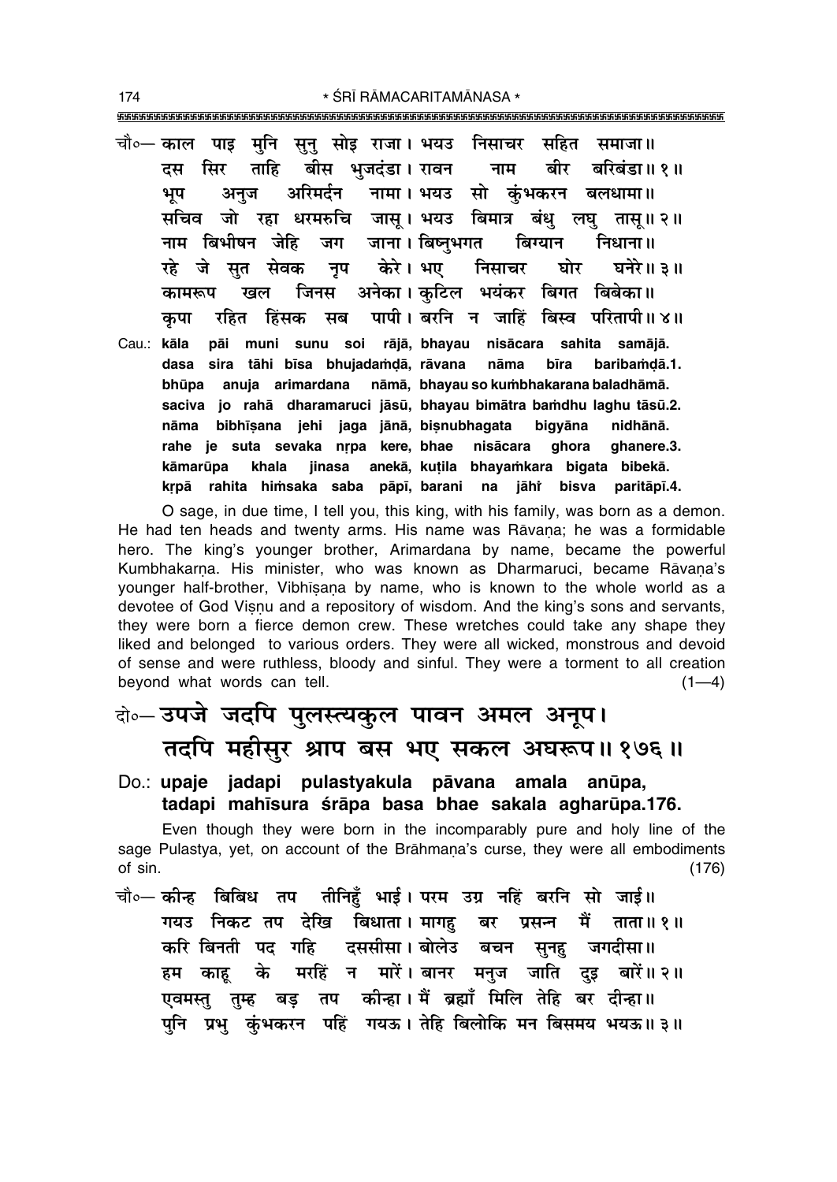चौ०— काल पाइ मुनि सुनु सोइ राजा। भयउ निसाचर सहित समाजा॥
दस सिर ताहि बीस भुजदंडा। रावन नाम बीर बरिबंडा॥ १॥
भूप अनुज अरिमर्दन नामा। भयउ सो कुंभकरन बलधामा॥
सचिव जो रहा धरमरुचि जासू। भयउ बिमात्र बंधु लघु तासू॥ २॥
नाम बिभीषन जेहि जग जाना। बिष्नुभगत बिग्यान निधाना॥
रहे जे सुत सेवक नृप केरे। भए निसाचर घोर घनेरे॥ ३॥
कामरूप खल जिनस अनेका। कुटिल भयंकर बिगत बिबेका॥
कृपा रहित हिंसक सब पापी। बरनि न जाहिं बिस्व परितापी॥ ४॥

Cau.: **kāla pāi muni sunu soi rājā, bhayau nisācara sahita samājā.**
**dasa sira tāhi bīsa bhujadaṁḍā, rāvana nāma bīra baribaṁḍā.1.**
**bhūpa anuja arimardana nāmā, bhayau so kuṁbhakarana baladhāmā.**
**saciva jo rahā dharamaruci jāsū, bhayau bimātra baṁdhu laghu tāsū.2.**
**nāma bibhīṣana jehi jaga jānā, biṣnubhagata bigyāna nidhānā.**
**rahe je suta sevaka nṛpa kere, bhae nisācara ghora ghanere.3.**
**kāmarūpa khala jinasa anekā, kuṭila bhayaṁkara bigata bibekā.**
**kṛpā rahita hiṁsaka saba pāpī, barani na jāhiṁ bisva paritāpī.4.**

O sage, in due time, I tell you, this king, with his family, was born as a demon. He had ten heads and twenty arms. His name was Rāvaṇa; he was a formidable hero. The king's younger brother, Arimardana by name, became the powerful Kumbhakarṇa. His minister, who was known as Dharmaruci, became Rāvaṇa's younger half-brother, Vibhīṣaṇa by name, who is known to the whole world as a devotee of God Viṣṇu and a repository of wisdom. And the king's sons and servants, they were born a fierce demon crew. These wretches could take any shape they liked and belonged to various orders. They were all wicked, monstrous and devoid of sense and were ruthless, bloody and sinful. They were a torment to all creation beyond what words can tell. (1—4)

## दो०— उपजे जदपि पुलस्त्यकुल पावन अमल अनूप। तदपि महीसुर श्राप बस भए सकल अघरूप॥ १७६॥

**Do.: upaje jadapi pulastyakula pāvana amala anūpa, tadapi mahīsura śrāpa basa bhae sakala agharūpa.176.**

Even though they were born in the incomparably pure and holy line of the sage Pulastya, yet, on account of the Brāhmaṇa's curse, they were all embodiments of sin. (176)

चौ०— कीन्ह बिबिध तप तीनिहुँ भाई। परम उग्र नहिं बरनि सो जाई॥
गयउ निकट तप देखि बिधाता। मागहु बर प्रसन्न मैं ताता॥ १॥
करि बिनती पद गहि दससीसा। बोलेउ बचन सुनहु जगदीसा॥
हम काहू के मरहिं न मारें। बानर मनुज जाति दुइ बारें॥ २॥
एवमस्तु तुम्ह बड़ तप कीन्हा। मैं ब्रह्माँ मिलि तेहि बर दीन्हा॥
पुनि प्रभु कुंभकरन पहिं गयऊ। तेहि बिलोकि मन बिसमय भयऊ॥ ३॥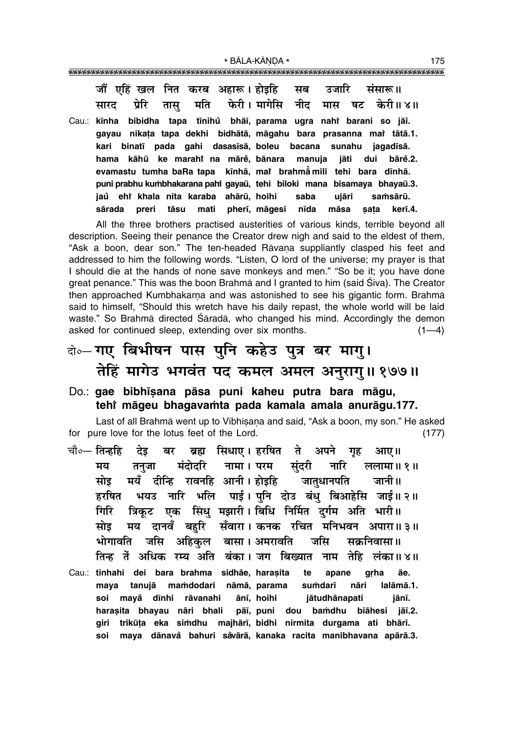जौं एहिं खल नित करब अहारू। होइहि सब उजारि संसारू॥
सारद प्रेरि तासु मति फेरी। मागेसि नीद मास षट केरी॥४॥

Cau.: **kīnha bibidha tapa tīnihů bhāī, parama ugra nahi barani so jāī.**
**gayau nikaṭa tapa dekhi bidhātā, māgahu bara prasanna mai tātā.1.**
**kari binatī pada gahi dasasīsā, boleu bacana sunahu jagadīsā.**
**hama kāhū ke marahi na mārě, bānara manuja jāti dui bārě.2.**
**evamastu tumha baRa tapa kīnhā, mai brahmā mili tehi bara dīnhā.**
**puni prabhu kuṁbhakarana pahi gayaū, tehi biloki mana bisamaya bhayaū.3.**
**jaů ehi khala nita karaba ahārū, hoihi saba ujāri saṁsārū.**
**sārada preri tāsu mati pherī, māgesi nīda māsa ṣaṭa kerī.4.**

All the three brothers practised austerities of various kinds, terrible beyond all description. Seeing their penance the Creator drew nigh and said to the eldest of them, "Ask a boon, dear son." The ten-headed Rāvaṇa suppliantly clasped his feet and addressed to him the following words. "Listen, O lord of the universe; my prayer is that I should die at the hands of none save monkeys and men." "So be it; you have done great penance." This was the boon Brahmā and I granted to him (said Śiva). The Creator then approached Kumbhakarṇa and was astonished to see his gigantic form. Brahmā said to himself, "Should this wretch have his daily repast, the whole world will be laid waste." So Brahmā directed Śāradā, who changed his mind. Accordingly the demon asked for continued sleep, extending over six months. (1—4)

## दो०– गए बिभीषन पास पुनि कहेउ पुत्र बर मागु। तेहिं मागेउ भगवंत पद कमल अमल अनुरागु॥१७७॥

**Do.: gae bibhīṣana pāsa puni kaheu putra bara māgu, tehi māgeu bhagavaṁta pada kamala amala anurāgu.177.**

Last of all Brahmā went up to Vibhīṣaṇa and said, "Ask a boon, my son." He asked for pure love for the lotus feet of the Lord. (177)

चौ०– तिन्हहि देइ बर ब्रह्म सिधाए। हरषित ते अपने गृह आए॥
मय तनुजा मंदोदरि नामा। परम सुंदरी नारि ललामा॥१॥
सोइ मयँ दीन्हि रावनहि आनी। होइहि जातुधानपति जानी॥
हरषित भयउ नारि भलि पाई। पुनि दोउ बंधु बिआहेसि जाई॥२॥
गिरि त्रिकूट एक सिंधु मझारी। बिधि निर्मित दुर्गम अति भारी॥
सोइ मय दानवँ बहुरि सँवारा। कनक रचित मनिभवन अपारा॥३॥
भोगावति जसि अहिकुल बासा। अमरावति जसि सक्रनिवासा॥
तिन्ह तें अधिक रम्य अति बंका। जग बिख्यात नाम तेहि लंका॥४॥

Cau.: **tinhahi dei bara brahma sidhāe, haraṣita te apane gṛha āe.**
**maya tanujā maṁdodari nāmā, parama suṁdarī nāri lalāmā.1.**
**soi mayå dīnhi rāvanahi ānī, hoihi jātudhānapati jānī.**
**haraṣita bhayau nāri bhali pāī, puni dou baṁdhu biāhesi jāī.2.**
**giri trikūṭa eka siṁdhu majhārī, bidhi nirmita durgama ati bhārī.**
**soi maya dānavå bahuri såvārā, kanaka racita manibhavana apārā.3.**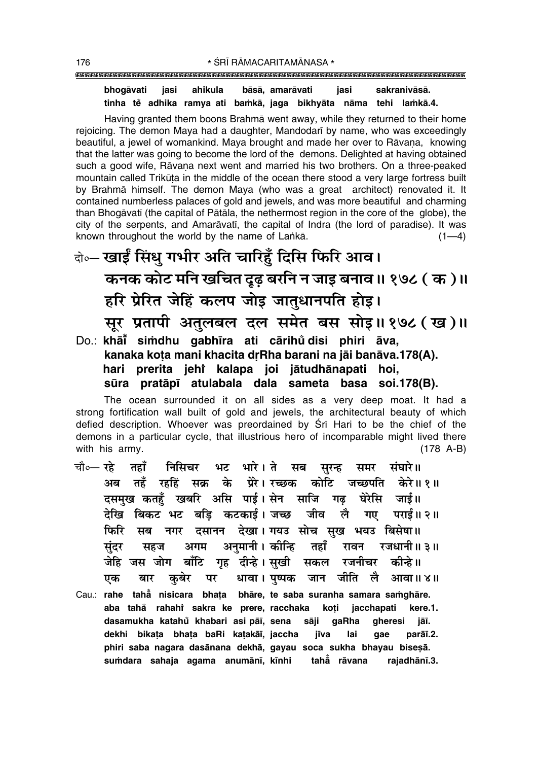**bhogāvati jasi ahikula bāsā, amarāvati jasi sakranivāsā.**
**tinha tě adhika ramya ati baṁkā, jaga bikhyāta nāma tehi laṁkā.4.**

Having granted them boons Brahmā went away, while they returned to their home rejoicing. The demon Maya had a daughter, Mandodarī by name, who was exceedingly beautiful, a jewel of womankind. Maya brought and made her over to Rāvaṇa, knowing that the latter was going to become the lord of the demons. Delighted at having obtained such a good wife, Rāvaṇa next went and married his two brothers. On a three-peaked mountain called Trikūṭa in the middle of the ocean there stood a very large fortress built by Brahmā himself. The demon Maya (who was a great architect) renovated it. It contained numberless palaces of gold and jewels, and was more beautiful and charming than Bhogāvatī (the capital of Pātāla, the nethermost region in the core of the globe), the city of the serpents, and Amarāvatī, the capital of Indra (the lord of paradise). It was known throughout the world by the name of Laṅkā. (1—4)

दो०— खाईं सिंधु गभीर अति चारिहुँ दिसि फिरि आव।
कनक कोट मनि खचित दृढ़ बरनि न जाइ बनाव॥ १७८ ( क )॥
हरि प्रेरित जेहिं कलप जोइ जातुधानपति होइ।
सूर प्रतापी अतुलबल दल समेत बस सोइ॥ १७८ ( ख )॥

Do.: **khāī̃ siṁdhu gabhīra ati cārihũ disi phiri āva,**
**kanaka koṭa mani khacita dṛRha barani na jāi banāva.178(A).**
**hari prerita jehiṁ kalapa joi jātudhānapati hoi,**
**sūra pratāpī atulabala dala sameta basa soi.178(B).**

The ocean surrounded it on all sides as a very deep moat. It had a strong fortification wall built of gold and jewels, the architectural beauty of which defied description. Whoever was preordained by Śrī Hari to be the chief of the demons in a particular cycle, that illustrious hero of incomparable might lived there with his army. (178 A-B)

चौ०— रहे तहाँ निसिचर भट भारे। ते सब सुरन्ह समर संघारे॥
अब तहँ रहहिं सक्र के प्रेरे। रच्छक कोटि जच्छपति केरे॥ १॥
दसमुख कतहुँ खबरि असि पाई। सेन साजि गढ़ घेरेसि जाई॥
देखि बिकट भट बड़ि कटकाई। जच्छ जीव लै गए पराई॥ २॥
फिरि सब नगर दसानन देखा। गयउ सोच सुख भयउ बिसेषा॥
सुंदर सहज अगम अनुमानी। कीन्हि तहाँ रावन रजधानी॥ ३॥
जेहि जस जोग बाँटि गृह दीन्हे। सुखी सकल रजनीचर कीन्हे॥
एक बार कुबेर पर धावा। पुष्पक जान जीति लै आवा॥ ४॥

Cau.: **rahe tahā̃ nisicara bhaṭa bhāre, te saba suranha samara saṁghāre.**
**aba tahā̃ rahahiṁ sakra ke prere, racchaka koṭi jacchapati kere.1.**
**dasamukha katahũ khabari asi pāī, sena sāji gaRha gheresi jāī.**
**dekhi bikaṭa bhaṭa baRi kaṭakāī, jaccha jīva lai gae parāī.2.**
**phiri saba nagara dasānana dekhā, gayau soca sukha bhayau biseṣā.**
**suṁdara sahaja agama anumānī, kīnhi tahā̃ rāvana rajadhānī.3.**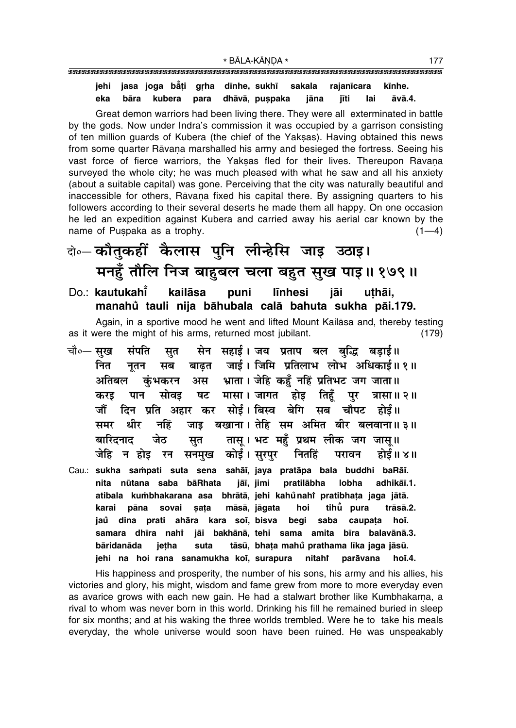**jehi jasa joga bā̐ṭi gṛha dīnhe, sukhī sakala rajanīcara kīnhe.**
**eka bāra kubera para dhāvā, puṣpaka jāna jīti lai āvā.4.**

Great demon warriors had been living there. They were all exterminated in battle by the gods. Now under Indra's commission it was occupied by a garrison consisting of ten million guards of Kubera (the chief of the Yakṣas). Having obtained this news from some quarter Rāvaṇa marshalled his army and besieged the fortress. Seeing his vast force of fierce warriors, the Yakṣas fled for their lives. Thereupon Rāvaṇa surveyed the whole city; he was much pleased with what he saw and all his anxiety (about a suitable capital) was gone. Perceiving that the city was naturally beautiful and inaccessible for others, Rāvaṇa fixed his capital there. By assigning quarters to his followers according to their several deserts he made them all happy. On one occasion he led an expedition against Kubera and carried away his aerial car known by the name of Puṣpaka as a trophy. (1—4)

दो०— **कौतुकहीं कैलास पुनि लीन्हेसि जाइ उठाइ।**
**मनहुँ तौलि निज बाहुबल चला बहुत सुख पाइ॥ १७९॥**

Do.: **kautukahī̐ kailāsa puni līnhesi jāi uṭhāi,**
**manahů tauli nija bāhubala calā bahuta sukha pāi.179.**

Again, in a sportive mood he went and lifted Mount Kailāsa and, thereby testing as it were the might of his arms, returned most jubilant. (179)

चौ०— सुख संपति सुत सेन सहाई। जय प्रताप बल बुद्धि बड़ाई॥
नित नूतन सब बाढ़त जाई। जिमि प्रतिलाभ लोभ अधिकाई॥ १॥
अतिबल कुंभकरन अस भ्राता। जेहि कहुँ नहिं प्रतिभट जग जाता॥
करइ पान सोवइ षट मासा। जागत होइ तिहूँ पुर त्रासा॥ २॥
जौं दिन प्रति अहार कर सोई। बिस्व बेगि सब चौपट होई॥
समर धीर नहिं जाइ बखाना। तेहि सम अमित बीर बलवाना॥ ३॥
बारिदनाद जेठ सुत तासू। भट महुँ प्रथम लीक जग जासू॥
जेहि न होइ रन सनमुख कोई। सुरपुर नितहिं परावन होई॥ ४॥

Cau.: **sukha saṁpati suta sena sahāī, jaya pratāpa bala buddhi baRāī.**
**nita nūtana saba bāRhata jāī, jimi pratilābha lobha adhikāī.1.**
**atibala kuṁbhakarana asa bhrātā, jehi kahů nahi̐ pratibhaṭa jaga jātā.**
**karai pāna sovai ṣaṭa māsā, jāgata hoi tihů̐ pura trāsā.2.**
**jaů dina prati ahāra kara soī, bisva begi saba caupaṭa hoī.**
**samara dhīra nahi̐ jāi bakhānā, tehi sama amita bīra balavānā.3.**
**bāridanāda jeṭha suta tāsū, bhaṭa mahů̐ prathama līka jaga jāsū.**
**jehi na hoi rana sanamukha koī, surapura nitahi̐ parāvana hoī.4.**

His happiness and prosperity, the number of his sons, his army and his allies, his victories and glory, his might, wisdom and fame grew from more to more everyday even as avarice grows with each new gain. He had a stalwart brother like Kumbhakarṇa, a rival to whom was never born in this world. Drinking his fill he remained buried in sleep for six months; and at his waking the three worlds trembled. Were he to take his meals everyday, the whole universe would soon have been ruined. He was unspeakably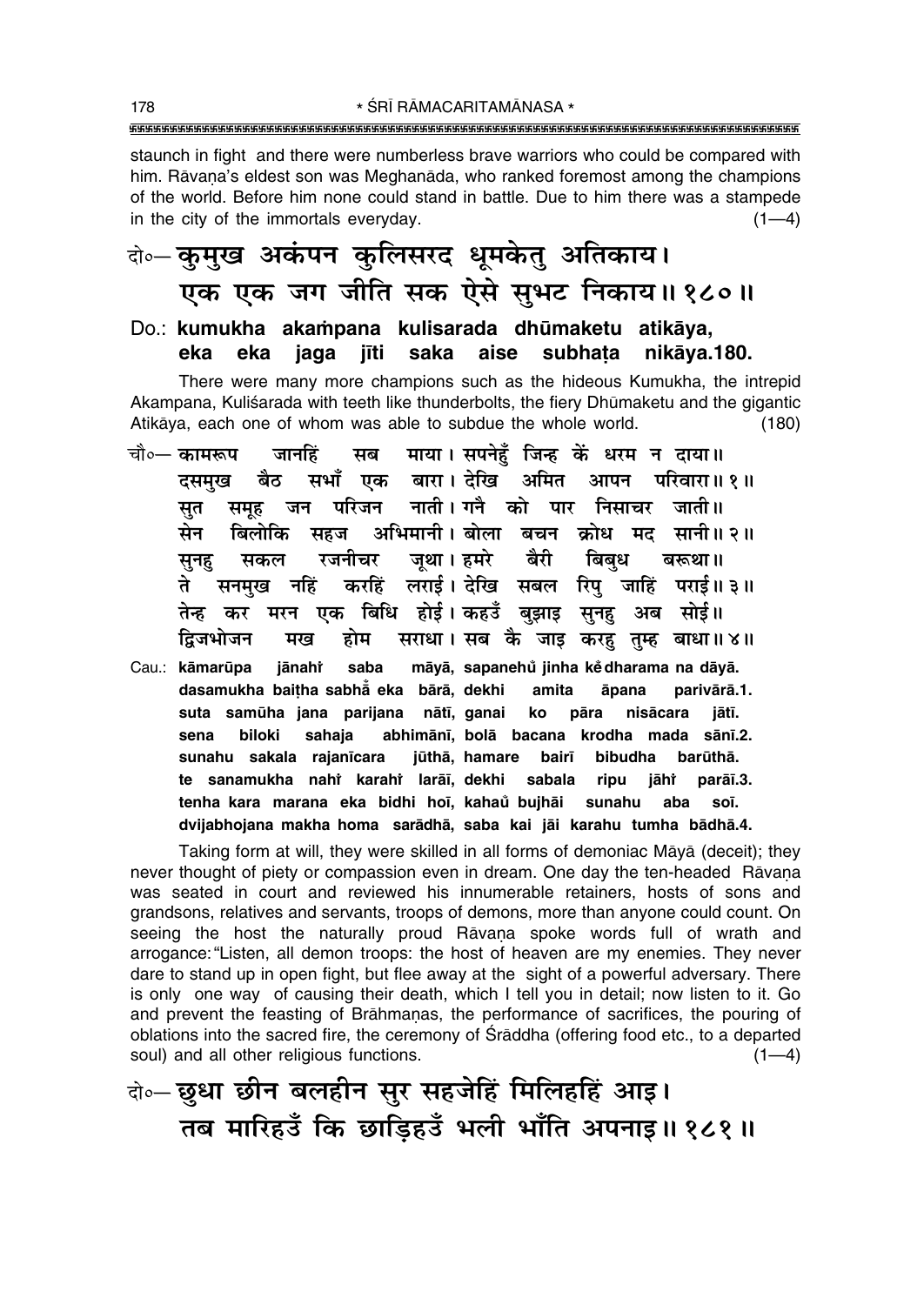staunch in fight and there were numberless brave warriors who could be compared with him. Rāvaṇa's eldest son was Meghanāda, who ranked foremost among the champions of the world. Before him none could stand in battle. Due to him there was a stampede in the city of the immortals everyday. (1—4)

दो०— कुमुख अकंपन कुलिसरद धूमकेतु अतिकाय।
एक एक जग जीति सक ऐसे सुभट निकाय॥ १८०॥

Do.: **kumukha akaṁpana kulisarada dhūmaketu atikāya,**
**eka eka jaga jīti saka aise subhaṭa nikāya.180.**

There were many more champions such as the hideous Kumukha, the intrepid Akampana, Kuliśarada with teeth like thunderbolts, the fiery Dhūmaketu and the gigantic Atikāya, each one of whom was able to subdue the whole world. (180)

चौ०— कामरूप जानहिं सब माया। सपनेहुँ जिन्ह कें धरम न दाया॥
दसमुख बैठ सभाँ एक बारा। देखि अमित आपन परिवारा॥ १॥
सुत समूह जन परिजन नाती। गनै को पार निसाचर जाती॥
सेन बिलोकि सहज अभिमानी। बोला बचन क्रोध मद सानी॥ २॥
सुनहु सकल रजनीचर जूथा। हमरे बैरी बिबुध बरूथा॥
ते सनमुख नहिं करहिं लराई। देखि सबल रिपु जाहिं पराई॥ ३॥
तेन्ह कर मरन एक बिधि होई। कहउँ बुझाइ सुनहु अब सोई॥
द्विजभोजन मख होम सराधा। सब कै जाइ करहु तुम्ह बाधा॥ ४॥

Cau.: **kāmarūpa jānahiṁ saba māyā, sapanehu̐ jinha keṁ dharama na dāyā.**
**dasamukha baiṭha sabhā̐ eka bārā, dekhi amita āpana parivārā.1.**
**suta samūha jana parijana nātī, ganai ko pāra nisācara jātī.**
**sena biloki sahaja abhimānī, bolā bacana krodha mada sānī.2.**
**sunahu sakala rajanīcara jūthā, hamare bairī bibudha barūthā.**
**te sanamukha nahiṁ karahiṁ larāī, dekhi sabala ripu jāhiṁ parāī.3.**
**tenha kara marana eka bidhi hoī, kahau̐ bujhāi sunahu aba soī.**
**dvijabhojana makha homa sarādhā, saba kai jāi karahu tumha bādhā.4.**

Taking form at will, they were skilled in all forms of demoniac Māyā (deceit); they never thought of piety or compassion even in dream. One day the ten-headed Rāvaṇa was seated in court and reviewed his innumerable retainers, hosts of sons and grandsons, relatives and servants, troops of demons, more than anyone could count. On seeing the host the naturally proud Rāvaṇa spoke words full of wrath and arrogance: "Listen, all demon troops: the host of heaven are my enemies. They never dare to stand up in open fight, but flee away at the sight of a powerful adversary. There is only one way of causing their death, which I tell you in detail; now listen to it. Go and prevent the feasting of Brāhmaṇas, the performance of sacrifices, the pouring of oblations into the sacred fire, the ceremony of Śrāddha (offering food etc., to a departed soul) and all other religious functions. (1—4)

दो०— छुधा छीन बलहीन सुर सहजेहिं मिलिहहिं आइ।
तब मारिहउँ कि छाड़िहउँ भली भाँति अपनाइ॥ १८१॥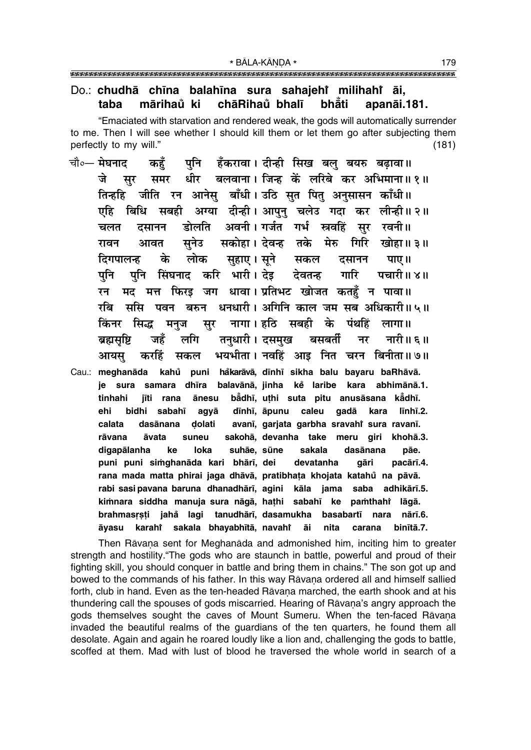Do.: **chudhā chīna balahīna sura sahajehi̐ milihahi̐ āi,**
**taba mārihau̐ ki chāRihau̐ bhalī bhā̐ti apanāi.181.**

"Emaciated with starvation and rendered weak, the gods will automatically surrender to me. Then I will see whether I should kill them or let them go after subjecting them perfectly to my will." (181)

चौ०— मेघनाद कहुँ पुनि हँकरावा। दीन्ही सिख बलु बयरु बढ़ावा॥
जे सुर समर धीर बलवाना। जिन्ह कें लरिबे कर अभिमाना॥ १॥
तिन्हहि जीति रन आनेसु बाँधी। उठि सुत पितु अनुसासन काँधी॥
एहि बिधि सबही अग्या दीन्ही। आपुनु चलेउ गदा कर लीन्ही॥ २॥
चलत दसानन डोलति अवनी। गर्जत गर्भ स्रवहिं सुर रवनी॥
रावन आवत सुनेउ सकोहा। देवन्ह तके मेरु गिरि खोहा॥ ३॥
दिगपालन्ह के लोक सुहाए। सूने सकल दसानन पाए॥
पुनि पुनि सिंघनाद करि भारी। देइ देवतन्ह गारि पचारी॥ ४॥
रन मद मत्त फिरइ जग धावा। प्रतिभट खोजत कतहुँ न पावा॥
रबि ससि पवन बरुन धनधारी। अगिनि काल जम सब अधिकारी॥ ५॥
किंनर सिद्ध मनुज सुर नागा। हठि सबही के पंथहिं लागा॥
ब्रह्मसृष्टि जहँ लगि तनुधारी। दसमुख बसबर्ती नर नारी॥ ६॥
आयसु करहिं सकल भयभीता। नवहिं आइ नित चरन बिनीता॥ ७॥

Cau.: **meghanāda kahu̐ puni ha̐karāvā, dīnhī sikha balu bayaru baRhāvā.**
**je sura samara dhīra balavānā, jinha ke̐ laribe kara abhimānā.1.**
**tinhahi jīti rana ānesu bā̐dhī, uṭhi suta pitu anusāsana kā̐dhī.**
**ehi bidhi sabahī agyā dīnhī, āpunu caleu gadā kara līnhī.2.**
**calata dasānana ḍolati avanī, garjata garbha sravahi̐ sura ravanī.**
**rāvana āvata suneu sakohā, devanha take meru giri khohā.3.**
**digapālanha ke loka suhāe, sūne sakala dasānana pāe.**
**puni puni siṁghanāda kari bhārī, dei devatanha gāri pacārī.4.**
**rana mada matta phirai jaga dhāvā, pratibhaṭa khojata katahu̐ na pāvā.**
**rabi sasi pavana baruna dhanadhārī, agini kāla jama saba adhikārī.5.**
**kiṁnara siddha manuja sura nāgā, haṭhi sabahī ke paṁthahi̐ lāgā.**
**brahmasṛṣṭi jaha̐ lagi tanudhārī, dasamukha basabartī nara nārī.6.**
**āyasu karahi̐ sakala bhayabhītā, navahi̐ āi nita carana binītā.7.**

Then Rāvaṇa sent for Meghanāda and admonished him, inciting him to greater strength and hostility."The gods who are staunch in battle, powerful and proud of their fighting skill, you should conquer in battle and bring them in chains." The son got up and bowed to the commands of his father. In this way Rāvaṇa ordered all and himself sallied forth, club in hand. Even as the ten-headed Rāvaṇa marched, the earth shook and at his thundering call the spouses of gods miscarried. Hearing of Rāvaṇa's angry approach the gods themselves sought the caves of Mount Sumeru. When the ten-faced Rāvaṇa invaded the beautiful realms of the guardians of the ten quarters, he found them all desolate. Again and again he roared loudly like a lion and, challenging the gods to battle, scoffed at them. Mad with lust of blood he traversed the whole world in search of a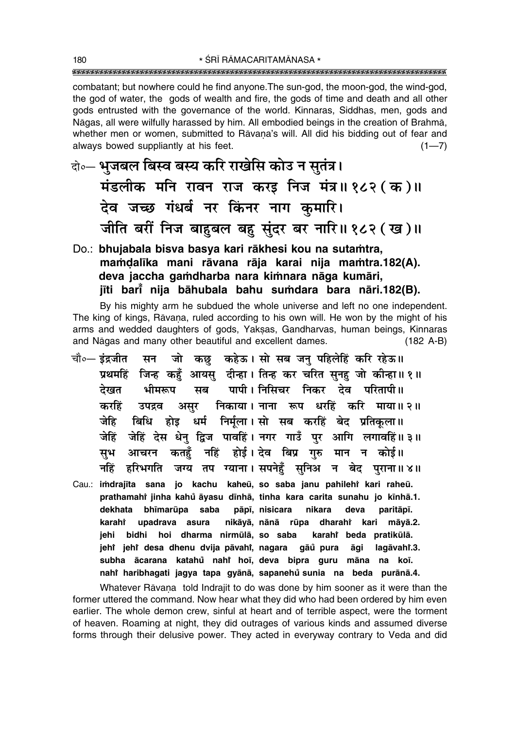combatant; but nowhere could he find anyone.The sun-god, the moon-god, the wind-god, the god of water, the gods of wealth and fire, the gods of time and death and all other gods entrusted with the governance of the world. Kinnaras, Siddhas, men, gods and Nāgas, all were wilfully harassed by him. All embodied beings in the creation of Brahmā, whether men or women, submitted to Rāvaṇa's will. All did his bidding out of fear and always bowed suppliantly at his feet. (1—7)

दो०— भुजबल बिस्व बस्य करि राखेसि कोउ न सुतंत्र।
मंडलीक मनि रावन राज करइ निज मंत्र॥ १८२ (क)॥
देव जच्छ गंधर्ब नर किंनर नाग कुमारि।
जीति बरीं निज बाहुबल बहु सुंदर बर नारि॥ १८२ (ख)॥

Do.: **bhujabala bisva basya kari rākhesi kou na sutaṁtra,**
**maṁḍalīka mani rāvana rāja karai nija maṁtra.182(A).**
**deva jaccha gaṁdharba nara kiṁnara nāga kumāri,**
**jīti bariṁ̐ nija bāhubala bahu suṁdara bara nāri.182(B).**

By his mighty arm he subdued the whole universe and left no one independent. The king of kings, Rāvaṇa, ruled according to his own will. He won by the might of his arms and wedded daughters of gods, Yakṣas, Gandharvas, human beings, Kinnaras and Nāgas and many other beautiful and excellent dames. (182 A-B)

चौ०— इंद्रजीत सन जो कछु कहेऊ। सो सब जनु पहिलेहिं करि रहेऊ॥
प्रथमहिं जिन्ह कहुँ आयसु दीन्हा। तिन्ह कर चरित सुनहु जो कीन्हा॥ १॥
देखत भीमरूप सब पापी। निसिचर निकर देव परितापी॥
करहिं उपद्रव असुर निकाया। नाना रूप धरहिं करि माया॥ २॥
जेहि बिधि होइ धर्म निर्मूला। सो सब करहिं बेद प्रतिकूला॥
जेहिं जेहिं देस धेनु द्विज पावहिं। नगर गाउँ पुर आगि लगावहिं॥ ३॥
सुभ आचरन कतहुँ नहिं होई। देव बिप्र गुरु मान न कोई॥
नहिं हरिभगति जग्य तप ग्याना। सपनेहुँ सुनिअ न बेद पुराना॥ ४॥

Cau.: **iṁdrajīta sana jo kachu kaheū, so saba janu pahilehiṁ kari raheū.**
**prathamahiṁ jinha kahuṁ̐ āyasu dīnhā, tinha kara carita sunahu jo kīnhā.1.**
**dekhata bhīmarūpa saba pāpī, nisicara nikara deva paritāpī.**
**karahiṁ upadrava asura nikāyā, nānā rūpa dharahiṁ kari māyā.2.**
**jehi bidhi hoi dharma nirmūlā, so saba karahiṁ beda pratikūlā.**
**jehiṁ jehiṁ desa dhenu dvija pāvahiṁ, nagara gāuṁ̐ pura āgi lagāvahiṁ.3.**
**subha ācarana katahuṁ̐ nahiṁ hoī, deva bipra guru māna na koī.**
**nahiṁ haribhagati jagya tapa gyānā, sapanehuṁ̐ sunia na beda purānā.4.**

Whatever Rāvaṇa told Indrajit to do was done by him sooner as it were than the former uttered the command. Now hear what they did who had been ordered by him even earlier. The whole demon crew, sinful at heart and of terrible aspect, were the torment of heaven. Roaming at night, they did outrages of various kinds and assumed diverse forms through their delusive power. They acted in everyway contrary to Veda and did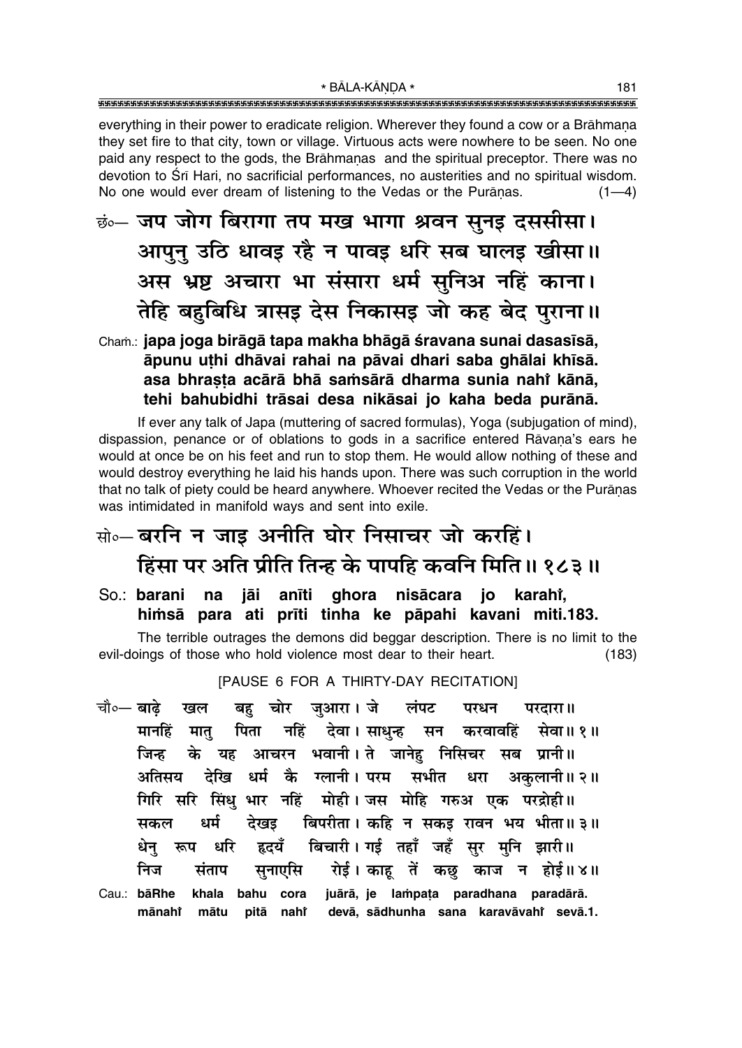everything in their power to eradicate religion. Wherever they found a cow or a Brāhmaṇa they set fire to that city, town or village. Virtuous acts were nowhere to be seen. No one paid any respect to the gods, the Brāhmaṇas and the spiritual preceptor. There was no devotion to Śrī Hari, no sacrificial performances, no austerities and no spiritual wisdom. No one would ever dream of listening to the Vedas or the Purāṇas. (1—4)

छं०— जप जोग बिरागा तप मख भागा श्रवन सुनइ दससीसा।
आपुनु उठि धावइ रहै न पावइ धरि सब घालइ खीसा॥
अस भ्रष्ट अचारा भा संसारा धर्म सुनिअ नहिं काना।
तेहि बहुबिधि त्रासइ देस निकासइ जो कह बेद पुराना॥

Cham.: **japa joga birāgā tapa makha bhāgā śravana sunai dasasīsā,**
**āpunu uṭhi dhāvai rahai na pāvai dhari saba ghālai khīsā.**
**asa bhraṣṭa acārā bhā saṁsārā dharma sunia nahi̐ kānā,**
**tehi bahubidhi trāsai desa nikāsai jo kaha beda purānā.**

If ever any talk of Japa (muttering of sacred formulas), Yoga (subjugation of mind), dispassion, penance or of oblations to gods in a sacrifice entered Rāvaṇa's ears he would at once be on his feet and run to stop them. He would allow nothing of these and would destroy everything he laid his hands upon. There was such corruption in the world that no talk of piety could be heard anywhere. Whoever recited the Vedas or the Purāṇas was intimidated in manifold ways and sent into exile.

सो०— बरनि न जाइ अनीति घोर निसाचर जो करहिं।
हिंसा पर अति प्रीति तिन्ह के पापहि कवनि मिति॥ १८३॥

So.: **barani na jāi anīti ghora nisācara jo karahi̐,**
**hiṁsā para ati prīti tinha ke pāpahi kavani miti.183.**

The terrible outrages the demons did beggar description. There is no limit to the evil-doings of those who hold violence most dear to their heart. (183)

[PAUSE 6 FOR A THIRTY-DAY RECITATION]

चौ०— बाढ़े खल बहु चोर जुआरा। जे लंपट परधन परदारा॥
मानहिं मातु पिता नहिं देवा। साधुन्ह सन करवावहिं सेवा॥ १॥
जिन्ह के यह आचरन भवानी। ते जानेहु निसिचर सब प्रानी॥
अतिसय देखि धर्म कै ग्लानी। परम सभीत धरा अकुलानी॥ २॥
गिरि सरि सिंधु भार नहिं मोही। जस मोहि गरुअ एक परद्रोही॥
सकल धर्म देखइ बिपरीता। कहि न सकइ रावन भय भीता॥ ३॥
धेनु रूप धरि हृदयँ बिचारी। गई तहाँ जहँ सुर मुनि झारी॥
निज संताप सुनाएसि रोई। काहू तें कछु काज न होई॥ ४॥

Cau.: **bāRhe khala bahu cora juārā, je laṁpaṭa paradhana paradārā.**
**mānahi̐ mātu pitā nahi̐ devā, sādhunha sana karavāvahi̐ sevā.1.**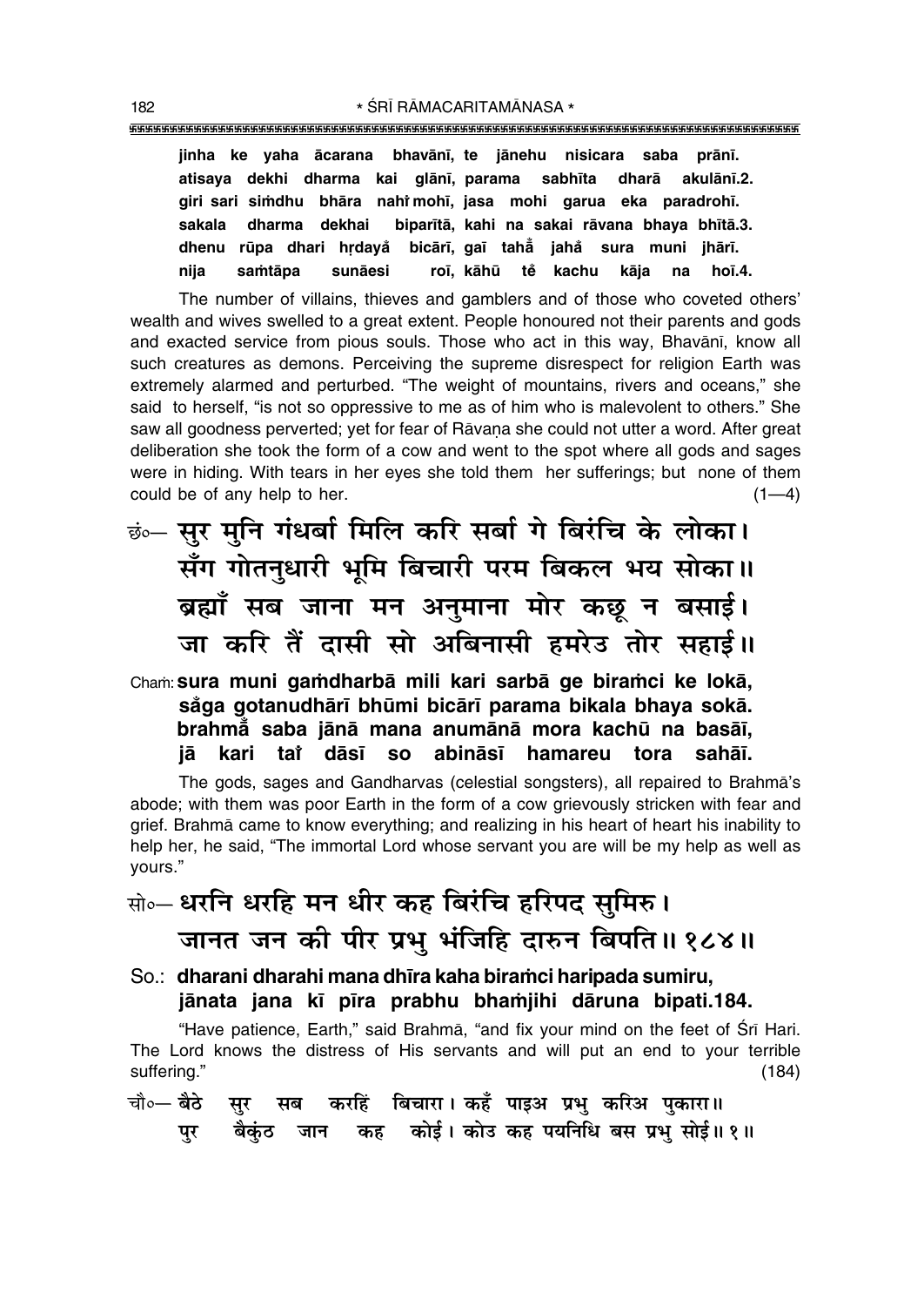jinha ke yaha ācarana bhavānī, te jānehu nisicara saba prānī.
atisaya dekhi dharma kai glānī, parama sabhīta dharā akulānī.2.
giri sari siṁdhu bhāra nahiṁ mohī, jasa mohi garua eka paradrohī.
sakala dharma dekhai biparītā, kahi na sakai rāvana bhaya bhītā.3.
dhenu rūpa dhari hṛdayaْ bicārī, gaī tahaْ jahaْ sura muni jhārī.
nija saṁtāpa sunāesi roī, kāhū teْ kachu kāja na hoī.4.

The number of villains, thieves and gamblers and of those who coveted others' wealth and wives swelled to a great extent. People honoured not their parents and gods and exacted service from pious souls. Those who act in this way, Bhavānī, know all such creatures as demons. Perceiving the supreme disrespect for religion Earth was extremely alarmed and perturbed. "The weight of mountains, rivers and oceans," she said to herself, "is not so oppressive to me as of him who is malevolent to others." She saw all goodness perverted; yet for fear of Rāvaṇa she could not utter a word. After great deliberation she took the form of a cow and went to the spot where all gods and sages were in hiding. With tears in her eyes she told them her sufferings; but none of them could be of any help to her. (1—4)

छं०— सुर मुनि गंधर्बा मिलि करि सर्बा गे बिरंचि के लोका।
सँग गोतनुधारी भूमि बिचारी परम बिकल भय सोका॥
ब्रह्माँ सब जाना मन अनुमाना मोर कछू न बसाई।
जा करि तैं दासी सो अबिनासी हमरेउ तोर सहाई॥

**Chaṁ: sura muni gaṁdharbā mili kari sarbā ge biraṁci ke lokā,**
**saْga gotanudhārī bhūmi bicārī parama bikala bhaya sokā.**
**brahmāْ saba jānā mana anumānā mora kachū na basāī,**
**jā kari taiṁ dāsī so abināsī hamareu tora sahāī.**

The gods, sages and Gandharvas (celestial songsters), all repaired to Brahmā's abode; with them was poor Earth in the form of a cow grievously stricken with fear and grief. Brahmā came to know everything; and realizing in his heart of heart his inability to help her, he said, "The immortal Lord whose servant you are will be my help as well as yours."

सो०— धरनि धरहि मन धीर कह बिरंचि हरिपद सुमिरु।
जानत जन की पीर प्रभु भंजिहि दारुन बिपति॥ १८४॥

**So.: dharani dharahi mana dhīra kaha biraṁci haripada sumiru,**
**jānata jana kī pīra prabhu bhaṁjihi dāruna bipati.184.**

"Have patience, Earth," said Brahmā, "and fix your mind on the feet of Śrī Hari. The Lord knows the distress of His servants and will put an end to your terrible suffering." (184)

चौ०— बैठे सुर सब करहिं बिचारा। कहँ पाइअ प्रभु करिअ पुकारा॥
पुर बैकुंठ जान कह कोई। कोउ कह पयनिधि बस प्रभु सोई॥ १॥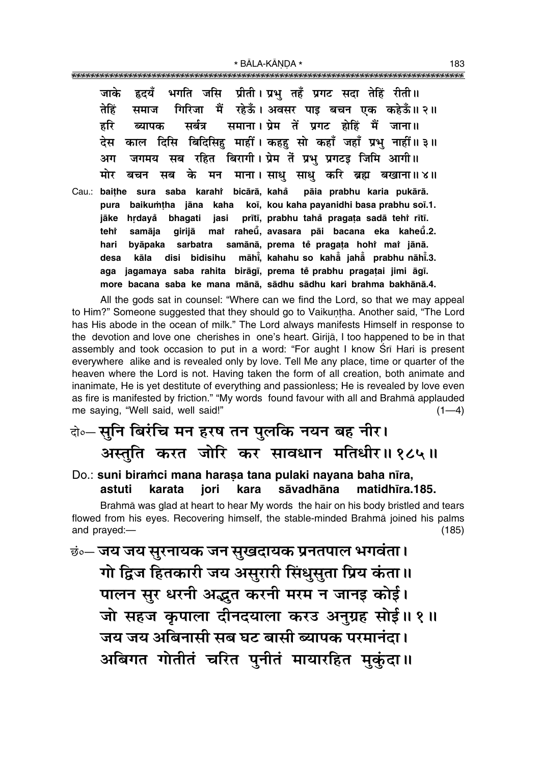जाके हृदयँ भगति जसि प्रीती। प्रभु तहँ प्रगट सदा तेहिं रीती॥
तेहिं समाज गिरिजा मैं रहेऊँ। अवसर पाइ बचन एक कहेऊँ॥ २॥
हरि ब्यापक सर्बत्र समाना। प्रेम तें प्रगट होहिं मैं जाना॥
देस काल दिसि बिदिसिहु माहीं। कहहु सो कहाँ जहाँ प्रभु नाहीं॥ ३॥
अग जगमय सब रहित बिरागी। प्रेम तें प्रभु प्रगटइ जिमि आगी॥
मोर बचन सब के मन माना। साधु साधु करि ब्रह्म बखाना॥ ४॥

Cau.: **baiṭhe sura saba karahi̐ bicārā, kahå̐ pāia prabhu karia pukārā.**
**pura baikuṁṭha jāna kaha koī, kou kaha payanidhi basa prabhu soī.1.**
**jāke hṛdayå̐ bhagati jasi prītī, prabhu tahå̐ pragaṭa sadā tehi̐ rītī.**
**tehi̐ samāja girijā mai̐ raheū̐, avasara pāi bacana eka kaheū̐.2.**
**hari byāpaka sarbatra samānā, prema tė̃ pragaṭa hohi̐ mai̐ jānā.**
**desa kāla disi bidisihu māhī̐, kahahu so kahå̐ jahå̐ prabhu nāhī̐.3.**
**aga jagamaya saba rahita birāgī, prema tė̃ prabhu pragaṭai jimi āgī.**
**more bacana saba ke mana mānā, sādhu sādhu kari brahma bakhānā.4.**

All the gods sat in counsel: "Where can we find the Lord, so that we may appeal to Him?" Someone suggested that they should go to Vaikuṇṭha. Another said, "The Lord has His abode in the ocean of milk." The Lord always manifests Himself in response to the devotion and love one cherishes in one's heart. Girijā, I too happened to be in that assembly and took occasion to put in a word: "For aught I know Śrī Hari is present everywhere alike and is revealed only by love. Tell Me any place, time or quarter of the heaven where the Lord is not. Having taken the form of all creation, both animate and inanimate, He is yet destitute of everything and passionless; He is revealed by love even as fire is manifested by friction." "My words found favour with all and Brahmā applauded me saying, "Well said, well said!" (1—4)

दो०— सुनि बिरंचि मन हरष तन पुलकि नयन बह नीर।
अस्तुति करत जोरि कर सावधान मतिधीर॥ १८५॥

Do.: **suni biraṁci mana haraṣa tana pulaki nayana baha nīra,**
**astuti karata jori kara sāvadhāna matidhīra.185.**

Brahmā was glad at heart to hear My words the hair on his body bristled and tears flowed from his eyes. Recovering himself, the stable-minded Brahmā joined his palms and prayed:— (185)

छं०— जय जय सुरनायक जन सुखदायक प्रनतपाल भगवंता।
गो द्विज हितकारी जय असुरारी सिंधुसुता प्रिय कंता॥
पालन सुर धरनी अद्भुत करनी मरम न जानइ कोई।
जो सहज कृपाला दीनदयाला करउ अनुग्रह सोई॥ १॥
जय जय अबिनासी सब घट बासी ब्यापक परमानंदा।
अबिगत गोतीतं चरित पुनीतं मायारहित मुकुंदा॥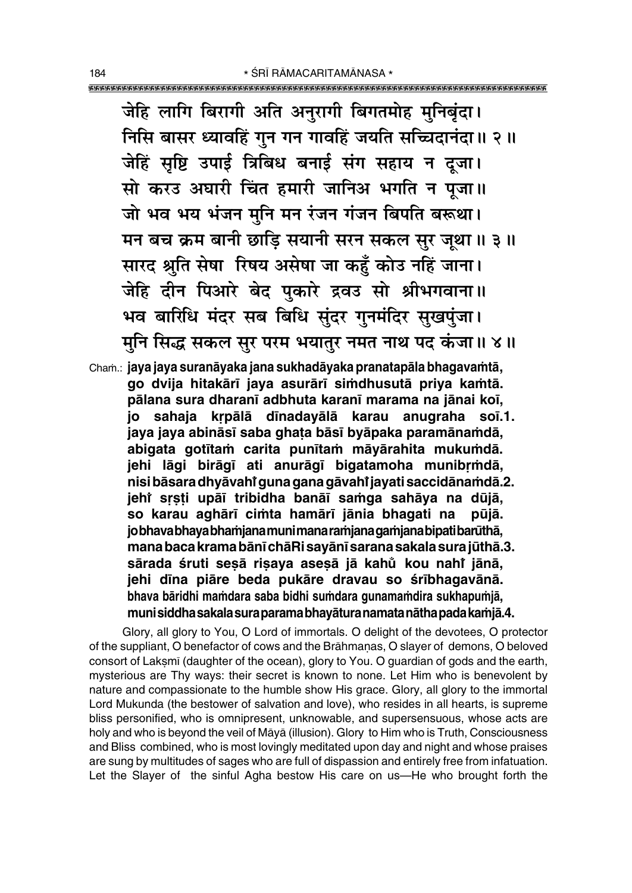जेहि लागि बिरागी अति अनुरागी बिगतमोह मुनिबृंदा।
निसि बासर ध्यावहिं गुन गन गावहिं जयति सच्चिदानंदा॥ २॥
जेहिं सृष्टि उपाई त्रिबिध बनाई संग सहाय न दूजा।
सो करउ अघारी चिंत हमारी जानिअ भगति न पूजा॥
जो भव भय भंजन मुनि मन रंजन गंजन बिपति बरूथा।
मन बच क्रम बानी छाड़ि सयानी सरन सकल सुर जूथा॥ ३॥
सारद श्रुति सेषा रिषय असेषा जा कहुँ कोउ नहिं जाना।
जेहि दीन पिआरे बेद पुकारे द्रवउ सो श्रीभगवाना॥
भव बारिधि मंदर सब बिधि सुंदर गुनमंदिर सुखपुंजा।
मुनि सिद्ध सकल सुर परम भयातुर नमत नाथ पद कंजा॥ ४॥

Chaṁ.: **jaya jaya suranāyaka jana sukhadāyaka pranatapāla bhagavaṁtā,**
**go dvija hitakārī jaya asurārī siṁdhusutā priya kaṁtā.**
**pālana sura dharanī adbhuta karanī marama na jānai koī,**
**jo sahaja kṛpālā dīnadayālā karau anugraha soī.1.**
**jaya jaya abināsī saba ghaṭa bāsī byāpaka paramānaṁdā,**
**abigata gotītaṁ carita punītaṁ māyārahita mukuṁdā.**
**jehi lāgi birāgī ati anurāgī bigatamoha munibṛṁdā,**
**nisi bāsara dhyāvahiṁ guna gana gāvahiṁ jayati saccidānaṁdā.2.**
**jehiṁ sṛṣṭi upāī tribidha banāī saṁga sahāya na dūjā,**
**so karau aghārī ciṁta hamārī jānia bhagati na pūjā.**
**jo bhava bhaya bhaṁjana muni mana raṁjana gaṁjana bipati barūthā,**
**mana baca krama bānī chāRi sayānī sarana sakala sura jūthā.3.**
**sārada śruti seṣā riṣaya aseṣā jā kahuṁ kou nahiṁ jānā,**
**jehi dīna piāre beda pukāre dravau so śrībhagavānā.**
**bhava bāridhi maṁdara saba bidhi suṁdara gunamaṁdira sukhapuṁjā,**
**muni siddha sakala sura parama bhayātura namata nātha pada kaṁjā.4.**

Glory, all glory to You, O Lord of immortals. O delight of the devotees, O protector of the suppliant, O benefactor of cows and the Brāhmaṇas, O slayer of demons, O beloved consort of Lakṣmī (daughter of the ocean), glory to You. O guardian of gods and the earth, mysterious are Thy ways: their secret is known to none. Let Him who is benevolent by nature and compassionate to the humble show His grace. Glory, all glory to the immortal Lord Mukunda (the bestower of salvation and love), who resides in all hearts, is supreme bliss personified, who is omnipresent, unknowable, and supersensuous, whose acts are holy and who is beyond the veil of Māyā (illusion). Glory to Him who is Truth, Consciousness and Bliss combined, who is most lovingly meditated upon day and night and whose praises are sung by multitudes of sages who are full of dispassion and entirely free from infatuation. Let the Slayer of the sinful Agha bestow His care on us—He who brought forth the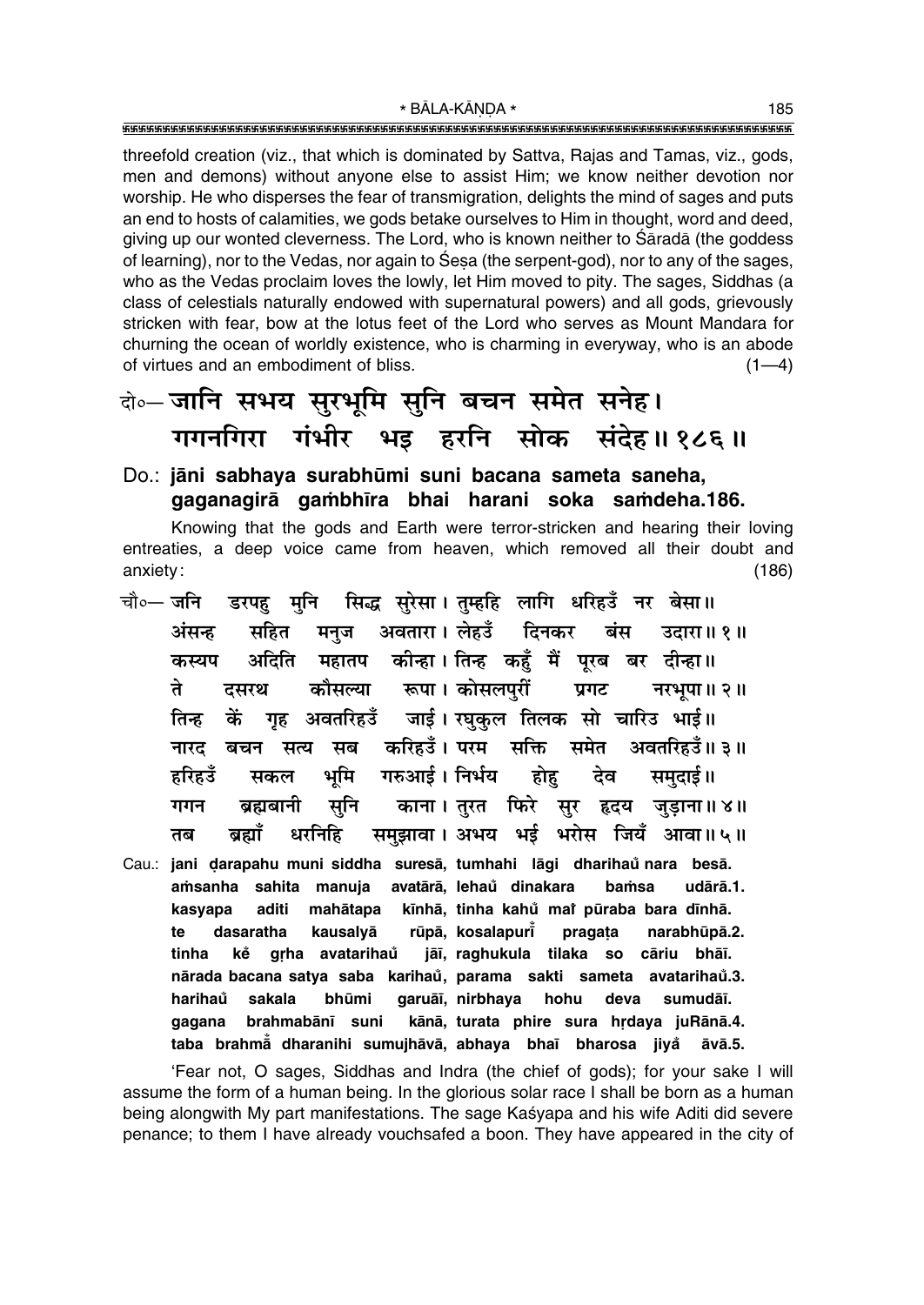threefold creation (viz., that which is dominated by Sattva, Rajas and Tamas, viz., gods, men and demons) without anyone else to assist Him; we know neither devotion nor worship. He who disperses the fear of transmigration, delights the mind of sages and puts an end to hosts of calamities, we gods betake ourselves to Him in thought, word and deed, giving up our wonted cleverness. The Lord, who is known neither to Śāradā (the goddess of learning), nor to the Vedas, nor again to Śeṣa (the serpent-god), nor to any of the sages, who as the Vedas proclaim loves the lowly, let Him moved to pity. The sages, Siddhas (a class of celestials naturally endowed with supernatural powers) and all gods, grievously stricken with fear, bow at the lotus feet of the Lord who serves as Mount Mandara for churning the ocean of worldly existence, who is charming in everyway, who is an abode of virtues and an embodiment of bliss. (1—4)

दो०— जानि सभय सुरभूमि सुनि बचन समेत सनेह।
गगनगिरा गंभीर भइ हरनि सोक संदेह॥ १८६॥

Do.: **jāni sabhaya surabhūmi suni bacana sameta saneha, gaganagirā gaṁbhīra bhai harani soka saṁdeha.186.**

Knowing that the gods and Earth were terror-stricken and hearing their loving entreaties, a deep voice came from heaven, which removed all their doubt and anxiety: (186)

चौ०— जनि डरपहु मुनि सिद्ध सुरेसा। तुम्हहि लागि धरिहउँ नर बेसा॥
अंसन्ह सहित मनुज अवतारा। लेहउँ दिनकर बंस उदारा॥ १॥
कस्यप अदिति महातप कीन्हा। तिन्ह कहुँ मैं पूरब बर दीन्हा॥
ते दसरथ कौसल्या रूपा। कोसलपुरीं प्रगट नरभूपा॥ २॥
तिन्ह कें गृह अवतरिहउँ जाई। रघुकुल तिलक सो चारिउ भाई॥
नारद बचन सत्य सब करिहउँ। परम सक्ति समेत अवतरिहउँ॥ ३॥
हरिहउँ सकल भूमि गरुआई। निर्भय होहु देव समुदाई॥
गगन ब्रह्मबानी सुनि काना। तुरत फिरे सुर हृदय जुड़ाना॥ ४॥
तब ब्रह्माँ धरनिहि समुझावा। अभय भई भरोस जियँ आवा॥ ५॥

Cau.: **jani ḍarapahu muni siddha suresā, tumhahi lāgi dharihaů nara besā. aṁsanha sahita manuja avatārā, lehaů dinakara baṁsa udārā.1. kasyapa aditi mahātapa kīnhā, tinha kahů maiṁ pūraba bara dīnhā. te dasaratha kausalyā rūpā, kosalapurī̆ pragaṭa narabhūpā.2. tinha kė̆ gṛha avatarihaů jāī, raghukula tilaka so cāriu bhāī. nārada bacana satya saba karihaů, parama sakti sameta avatarihaů.3. harihaů sakala bhūmi garuāī, nirbhaya hohu deva sumudāī. gagana brahmabānī suni kānā, turata phire sura hṛdaya juRānā.4. taba brahmā̆ dharanihi sumujhāvā, abhaya bhaī bharosa jiyå̆ āvā.5.**

'Fear not, O sages, Siddhas and Indra (the chief of gods); for your sake I will assume the form of a human being. In the glorious solar race I shall be born as a human being alongwith My part manifestations. The sage Kaśyapa and his wife Aditi did severe penance; to them I have already vouchsafed a boon. They have appeared in the city of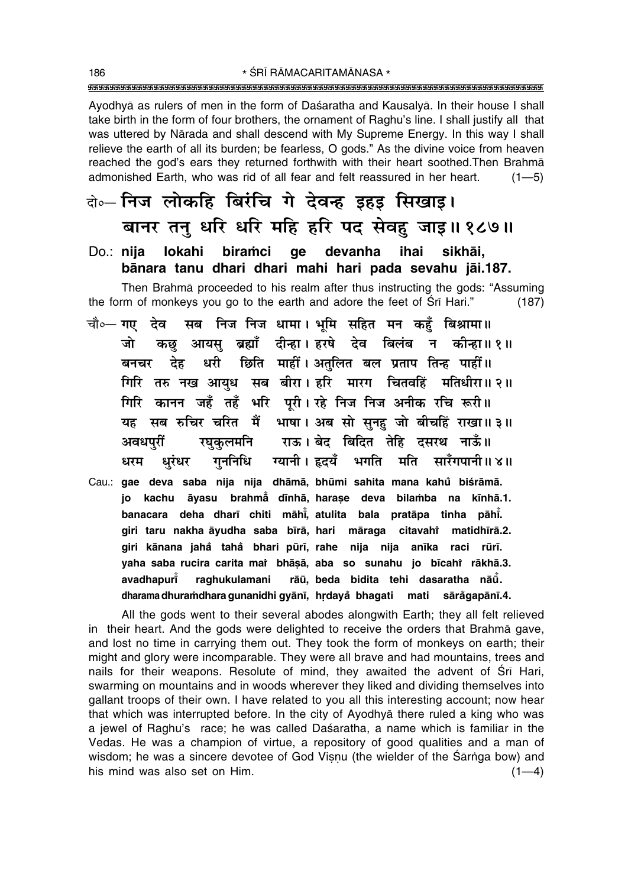Ayodhyā as rulers of men in the form of Daśaratha and Kausalyā. In their house I shall take birth in the form of four brothers, the ornament of Raghu's line. I shall justify all that was uttered by Nārada and shall descend with My Supreme Energy. In this way I shall relieve the earth of all its burden; be fearless, O gods." As the divine voice from heaven reached the god's ears they returned forthwith with their heart soothed.Then Brahmā admonished Earth, who was rid of all fear and felt reassured in her heart. (1—5)

दो०— निज लोकहि बिरंचि गे देवन्ह इहइ सिखाइ।
बानर तनु धरि धरि महि हरि पद सेवहु जाइ॥ १८७॥

Do.: **nija lokahi biraṁci ge devanha ihai sikhāi,**
**bānara tanu dhari dhari mahi hari pada sevahu jāi.187.**

Then Brahmā proceeded to his realm after thus instructing the gods: "Assuming the form of monkeys you go to the earth and adore the feet of Śrī Hari." (187)

चौ०— गए देव सब निज निज धामा। भूमि सहित मन कहुँ बिश्रामा॥
जो कछु आयसु ब्रह्माँ दीन्हा। हरषे देव बिलंब न कीन्हा॥ १॥
बनचर देह धरी छिति माहीं। अतुलित बल प्रताप तिन्ह पाहीं॥
गिरि तरु नख आयुध सब बीरा। हरि मारग चितवहिं मतिधीरा॥ २॥
गिरि कानन जहँ तहँ भरि पूरी। रहे निज निज अनीक रचि रूरी॥
यह सब रुचिर चरित मैं भाषा। अब सो सुनहु जो बीचहिं राखा॥ ३॥
अवधपुरीं रघुकुलमनि राऊ। बेद बिदित तेहि दसरथ नाऊँ॥
धरम धुरंधर गुननिधि ग्यानी। हृदयँ भगति मति सारँगपानी॥ ४॥

Cau.: **gae deva saba nija nija dhāmā, bhūmi sahita mana kahů biśrāmā.**
**jo kachu āyasu brahmā̐ dīnhā, harașe deva bilaṁba na kīnhā.1.**
**banacara deha dharī chiti māhī̐, atulita bala pratāpa tinha pāhī̐.**
**giri taru nakha āyudha saba bīrā, hari māraga citavahī̐ matidhīrā.2.**
**giri kānana jahā̐ tahā̐ bhari pūrī, rahe nija nija anīka raci rūrī.**
**yaha saba rucira carita maĩ bhāṣā, aba so sunahu jo bīcahī̐ rākhā.3.**
**avadhapurī̐ raghukulamani rāū, beda bidita tehi dasaratha nāū̐.**
**dharama dhuraṁdhara gunanidhi gyānī, hṛdayā̐ bhagati mati sāra̐gapānī.4.**

All the gods went to their several abodes alongwith Earth; they all felt relieved in their heart. And the gods were delighted to receive the orders that Brahmā gave, and lost no time in carrying them out. They took the form of monkeys on earth; their might and glory were incomparable. They were all brave and had mountains, trees and nails for their weapons. Resolute of mind, they awaited the advent of Śrī Hari, swarming on mountains and in woods wherever they liked and dividing themselves into gallant troops of their own. I have related to you all this interesting account; now hear that which was interrupted before. In the city of Ayodhyā there ruled a king who was a jewel of Raghu's race; he was called Daśaratha, a name which is familiar in the Vedas. He was a champion of virtue, a repository of good qualities and a man of wisdom; he was a sincere devotee of God Viṣṇu (the wielder of the Śārṅga bow) and his mind was also set on Him. (1—4)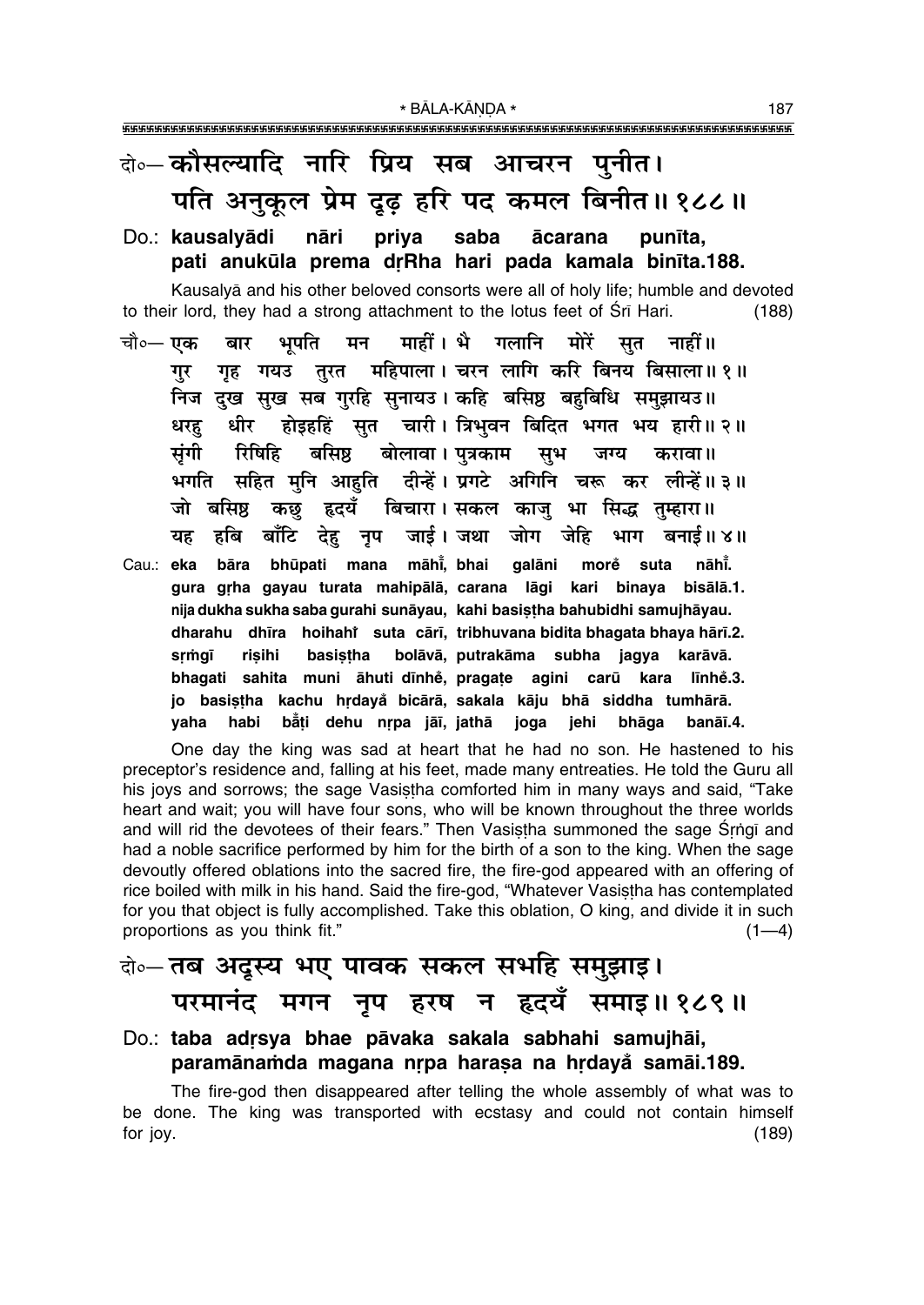दो०— कौसल्यादि नारि प्रिय सब आचरन पुनीत।
पति अनुकूल प्रेम दृढ़ हरि पद कमल बिनीत॥ १८८॥

Do.: **kausalyādi nāri priya saba ācarana punīta,**
**pati anukūla prema dṛRha hari pada kamala binīta.188.**

Kausalyā and his other beloved consorts were all of holy life; humble and devoted to their lord, they had a strong attachment to the lotus feet of Śrī Hari. (188)

चौ०— एक बार भूपति मन माहीं। भै गलानि मोरें सुत नाहीं॥
गुर गृह गयउ तुरत महिपाला। चरन लागि करि बिनय बिसाला॥ १॥
निज दुख सुख सब गुरहि सुनायउ। कहि बसिष्ठ बहुबिधि समुझायउ॥
धरहु धीर होइहहिं सुत चारी। त्रिभुवन बिदित भगत भय हारी॥ २॥
सृंगी रिषिहि बसिष्ठ बोलावा। पुत्रकाम सुभ जग्य करावा॥
भगति सहित मुनि आहुति दीन्हें। प्रगटे अगिनि चरू कर लीन्हें॥ ३॥
जो बसिष्ठ कछु हृदयँ बिचारा। सकल काजु भा सिद्ध तुम्हारा॥
यह हबि बाँटि देहु नृप जाई। जथा जोग जेहि भाग बनाई॥ ४॥

Cau.: **eka bāra bhūpati mana māhī̐, bhai galāni morẽ suta nāhī̐.**
**gura gṛha gayau turata mahipālā, carana lāgi kari binaya bisālā.1.**
**nija dukha sukha saba gurahi sunāyau, kahi basiṣṭha bahubidhi samujhāyau.**
**dharahu dhīra hoihahiṁ suta cārī, tribhuvana bidita bhagata bhaya hārī.2.**
**sṛṁgī riṣihi basiṣṭha bolāvā, putrakāma subha jagya karāvā.**
**bhagati sahita muni āhuti dīnhẽ, pragaṭe agini carū kara līnhẽ.3.**
**jo basiṣṭha kachu hṛdayā̐ bicārā, sakala kāju bhā siddha tumhārā.**
**yaha habi bā̐ṭi dehu nṛpa jāī, jathā joga jehi bhāga banāī.4.**

One day the king was sad at heart that he had no son. He hastened to his preceptor's residence and, falling at his feet, made many entreaties. He told the Guru all his joys and sorrows; the sage Vasiṣṭha comforted him in many ways and said, "Take heart and wait; you will have four sons, who will be known throughout the three worlds and will rid the devotees of their fears." Then Vasiṣṭha summoned the sage Śṛṅgī and had a noble sacrifice performed by him for the birth of a son to the king. When the sage devoutly offered oblations into the sacred fire, the fire-god appeared with an offering of rice boiled with milk in his hand. Said the fire-god, "Whatever Vasiṣṭha has contemplated for you that object is fully accomplished. Take this oblation, O king, and divide it in such proportions as you think fit." (1—4)

दो०— तब अदृस्य भए पावक सकल सभहि समुझाइ।
परमानंद मगन नृप हरष न हृदयँ समाइ॥ १८९॥

Do.: **taba adṛsya bhae pāvaka sakala sabhahi samujhāi,**
**paramānaṁda magana nṛpa haraṣa na hṛdayā̐ samāi.189.**

The fire-god then disappeared after telling the whole assembly of what was to be done. The king was transported with ecstasy and could not contain himself for joy. (189)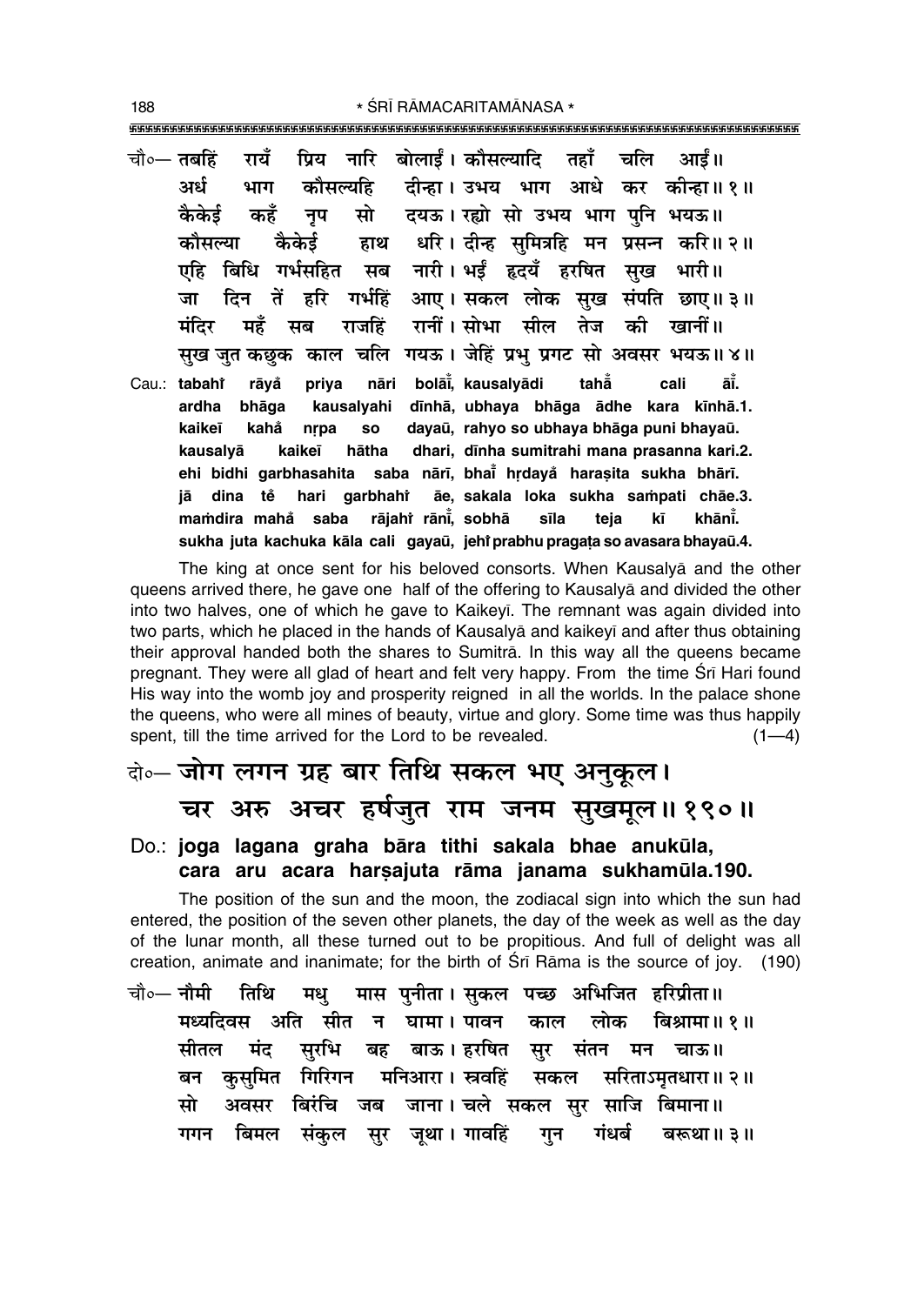चौ०— तबहिं रायँ प्रिय नारि बोलाईं। कौसल्यादि तहाँ चलि आईं॥
अर्ध भाग कौसल्यहि दीन्हा। उभय भाग आधे कर कीन्हा॥ १॥
कैकेई कहँ नृप सो दयऊ। रह्यो सो उभय भाग पुनि भयऊ॥
कौसल्या कैकेई हाथ धरि। दीन्ह सुमित्रहि मन प्रसन्न करि॥ २॥
एहि बिधि गर्भसहित सब नारी। भईं हृदयँ हरषित सुख भारी॥
जा दिन तें हरि गर्भहिं आए। सकल लोक सुख संपति छाए॥ ३॥
मंदिर महँ सब राजहिं रानीं। सोभा सील तेज की खानीं॥
सुख जुत कछुक काल चलि गयऊ। जेहिं प्रभु प्रगट सो अवसर भयऊ॥ ४॥

**Cau.: tabahi̐ rāya̐ priya nāri bolāī̐, kausalyādi taha̐ cali āī̐.**
**ardha bhāga kausalyahi dīnhā, ubhaya bhāga ādhe kara kīnhā.1.**
**kaikeī kaha̐ nṛpa so dayaū, rahyo so ubhaya bhāga puni bhayaū.**
**kausalyā kaikeī hātha dhari, dīnha sumitrahi mana prasanna kari.2.**
**ehi bidhi garbhasahita saba nārī, bhaī̐ hṛdaya̐ haraṣita sukha bhārī.**
**jā dina te̐ hari garbhahi̐ āe, sakala loka sukha sampati chāe.3.**
**ma̐dira maha̐ saba rājahi̐ rānī̐, sobhā sīla teja kī khānī̐.**
**sukha juta kachuka kāla cali gayaū, jehi̐ prabhu pragaṭa so avasara bhayaū.4.**

The king at once sent for his beloved consorts. When Kausalyā and the other queens arrived there, he gave one half of the offering to Kausalyā and divided the other into two halves, one of which he gave to Kaikeyī. The remnant was again divided into two parts, which he placed in the hands of Kausalyā and kaikeyī and after thus obtaining their approval handed both the shares to Sumitrā. In this way all the queens became pregnant. They were all glad of heart and felt very happy. From the time Śrī Hari found His way into the womb joy and prosperity reigned in all the worlds. In the palace shone the queens, who were all mines of beauty, virtue and glory. Some time was thus happily spent, till the time arrived for the Lord to be revealed. (1—4)

## दो०— जोग लगन ग्रह बार तिथि सकल भए अनुकूल। चर अरु अचर हर्षजुत राम जनम सुखमूल॥ १९०॥

**Do.: joga lagana graha bāra tithi sakala bhae anukūla, cara aru acara harṣajuta rāma janama sukhamūla.190.**

The position of the sun and the moon, the zodiacal sign into which the sun had entered, the position of the seven other planets, the day of the week as well as the day of the lunar month, all these turned out to be propitious. And full of delight was all creation, animate and inanimate; for the birth of Śrī Rāma is the source of joy. (190)

चौ०— नौमी तिथि मधु मास पुनीता। सुकल पच्छ अभिजित हरिप्रीता॥
मध्यदिवस अति सीत न घामा। पावन काल लोक बिश्रामा॥ १॥
सीतल मंद सुरभि बह बाऊ। हरषित सुर संतन मन चाऊ॥
बन कुसुमित गिरिगन मनिआरा। स्रवहिं सकल सरिताऽमृतधारा॥ २॥
सो अवसर बिरंचि जब जाना। चले सकल सुर साजि बिमाना॥
गगन बिमल संकुल सुर जूथा। गावहिं गुन गंधर्ब बरूथा॥ ३॥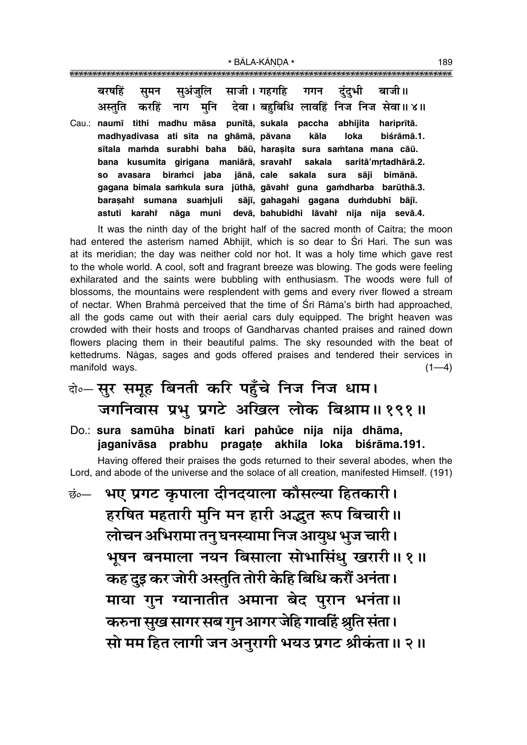बरषहिं सुमन सुअंजुलि साजी। गहगहि गगन दुंदुभी बाजी॥
अस्तुति करहिं नाग मुनि देवा। बहुबिधि लावहिं निज निज सेवा॥ ४॥

Cau.: **naumī tithi madhu māsa punītā, sukala paccha abhijita hariprītā.**
**madhyadivasa ati sīta na ghāmā, pāvana kāla loka biśrāmā.1.**
**sītala mam̐da surabhi baha bāū, haraṣita sura sam̐tana mana cāū.**
**bana kusumita girigana maniārā, sravahiṁ sakala saritā'mṛtadhārā.2.**
**so avasara biram̐ci jaba jānā, cale sakala sura sāji bimānā.**
**gagana bimala sam̐kula sura jūthā, gāvahiṁ guna gam̐dharba barūthā.3.**
**baraṣahiṁ sumana suam̐juli sājī, gahagahi gagana dum̐dubhī bājī.**
**astuti karahiṁ nāga muni devā, bahubidhi lāvahiṁ nija nija sevā.4.**

It was the ninth day of the bright half of the sacred month of Caitra; the moon had entered the asterism named Abhijit, which is so dear to Śrī Hari. The sun was at its meridian; the day was neither cold nor hot. It was a holy time which gave rest to the whole world. A cool, soft and fragrant breeze was blowing. The gods were feeling exhilarated and the saints were bubbling with enthusiasm. The woods were full of blossoms, the mountains were resplendent with gems and every river flowed a stream of nectar. When Brahmā perceived that the time of Śrī Rāma's birth had approached, all the gods came out with their aerial cars duly equipped. The bright heaven was crowded with their hosts and troops of Gandharvas chanted praises and rained down flowers placing them in their beautiful palms. The sky resounded with the beat of kettedrums. Nāgas, sages and gods offered praises and tendered their services in manifold ways. (1—4)

दो०— **सुर समूह बिनती करि पहुँचे निज निज धाम।**
**जगनिवास प्रभु प्रगटे अखिल लोक बिश्राम॥ १९१॥**

Do.: **sura samūha binatī kari pahum̐ce nija nija dhāma,**
**jaganivāsa prabhu pragaṭe akhila loka biśrāma.191.**

Having offered their praises the gods returned to their several abodes, when the Lord, and abode of the universe and the solace of all creation, manifested Himself. (191)

छं०— **भए प्रगट कृपाला दीनदयाला कौसल्या हितकारी।**
**हरषित महतारी मुनि मन हारी अद्भुत रूप बिचारी॥**
**लोचन अभिरामा तनु घनस्यामा निज आयुध भुज चारी।**
**भूषन बनमाला नयन बिसाला सोभासिंधु खरारी॥ १॥**
**कह दुइ कर जोरी अस्तुति तोरी केहि बिधि करौं अनंता।**
**माया गुन ग्यानातीत अमाना बेद पुरान भनंता॥**
**करुना सुख सागर सब गुन आगर जेहि गावहिं श्रुति संता।**
**सो मम हित लागी जन अनुरागी भयउ प्रगट श्रीकंता॥ २॥**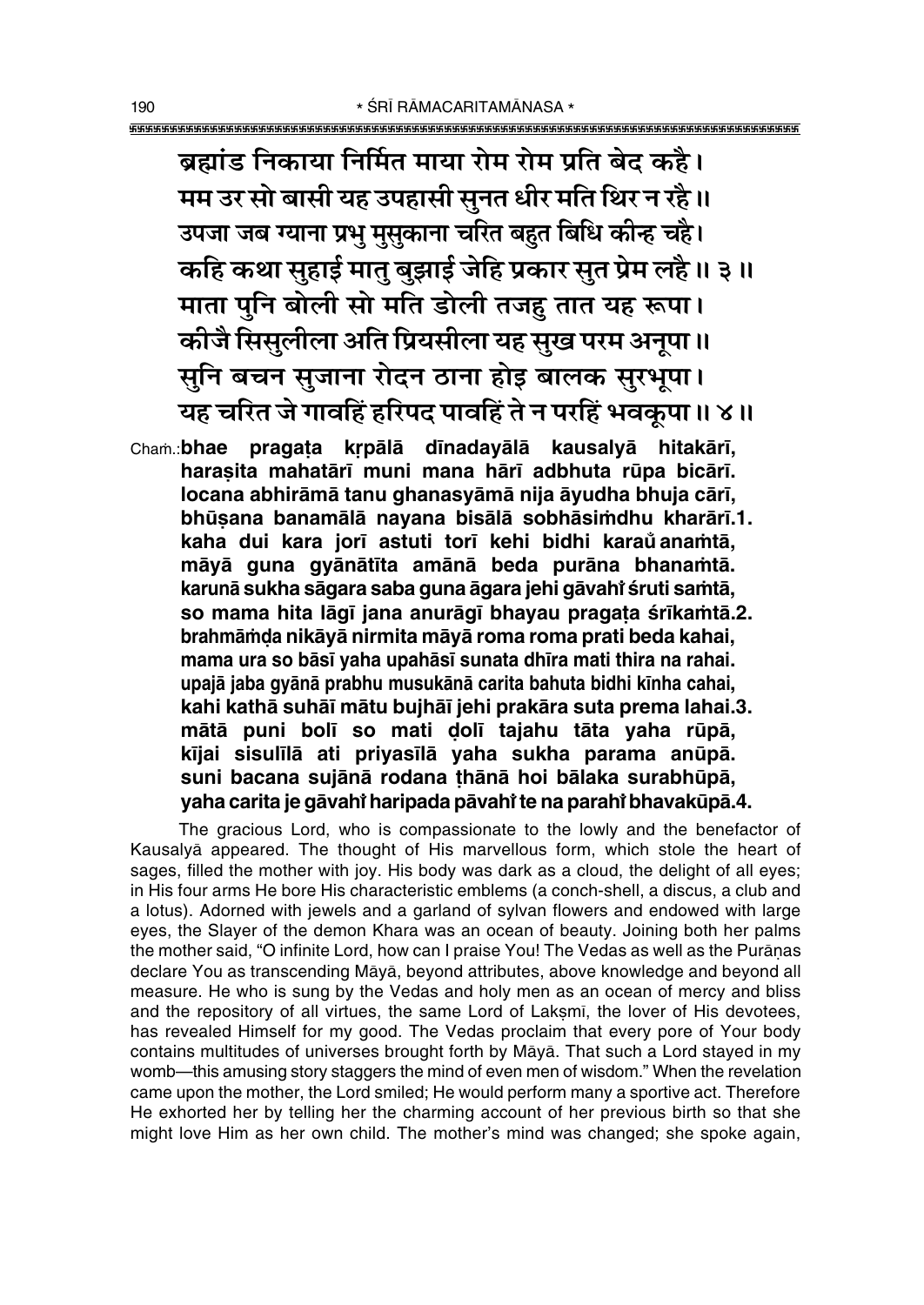ब्रह्मांड निकाया निर्मित माया रोम रोम प्रति बेद कहै।
मम उर सो बासी यह उपहासी सुनत धीर मति थिर न रहै॥
उपजा जब ग्याना प्रभु मुसुकाना चरित बहुत बिधि कीन्ह चहै।
कहि कथा सुहाई मातु बुझाई जेहि प्रकार सुत प्रेम लहै॥ ३॥
माता पुनि बोली सो मति डोली तजहु तात यह रूपा।
कीजै सिसुलीला अति प्रियसीला यह सुख परम अनूपा॥
सुनि बचन सुजाना रोदन ठाना होइ बालक सुरभूपा।
यह चरित जे गावहिं हरिपद पावहिं ते न परहिं भवकूपा॥ ४॥

Chaṁ.:**bhae pragaṭa kṛpālā dīnadayālā kausalyā hitakārī,**
**haraṣita mahatārī muni mana hārī adbhuta rūpa bicārī.**
**locana abhirāmā tanu ghanasyāmā nija āyudha bhuja cārī,**
**bhūṣana banamālā nayana bisālā sobhāsiṁdhu kharārī.1.**
**kaha dui kara jorī astuti torī kehi bidhi karaů anaṁtā,**
**māyā guna gyānātīta amānā beda purāna bhanaṁtā.**
**karunā sukha sāgara saba guna āgara jehi gāvahiṁ śruti saṁtā,**
**so mama hita lāgī jana anurāgī bhayau pragaṭa śrīkaṁtā.2.**
**brahmāṁḍa nikāyā nirmita māyā roma roma prati beda kahai,**
**mama ura so bāsī yaha upahāsī sunata dhīra mati thira na rahai.**
**upajā jaba gyānā prabhu musukānā carita bahuta bidhi kīnha cahai,**
**kahi kathā suhāī mātu bujhāī jehi prakāra suta prema lahai.3.**
**mātā puni bolī so mati ḍolī tajahu tāta yaha rūpā,**
**kījai sisulīlā ati priyasīlā yaha sukha parama anūpā.**
**suni bacana sujānā rodana ṭhānā hoi bālaka surabhūpā,**
**yaha carita je gāvahiṁ haripada pāvahiṁ te na parahiṁ bhavakūpā.4.**

The gracious Lord, who is compassionate to the lowly and the benefactor of Kausalyā appeared. The thought of His marvellous form, which stole the heart of sages, filled the mother with joy. His body was dark as a cloud, the delight of all eyes; in His four arms He bore His characteristic emblems (a conch-shell, a discus, a club and a lotus). Adorned with jewels and a garland of sylvan flowers and endowed with large eyes, the Slayer of the demon Khara was an ocean of beauty. Joining both her palms the mother said, "O infinite Lord, how can I praise You! The Vedas as well as the Purāṇas declare You as transcending Māyā, beyond attributes, above knowledge and beyond all measure. He who is sung by the Vedas and holy men as an ocean of mercy and bliss and the repository of all virtues, the same Lord of Lakṣmī, the lover of His devotees, has revealed Himself for my good. The Vedas proclaim that every pore of Your body contains multitudes of universes brought forth by Māyā. That such a Lord stayed in my womb—this amusing story staggers the mind of even men of wisdom." When the revelation came upon the mother, the Lord smiled; He would perform many a sportive act. Therefore He exhorted her by telling her the charming account of her previous birth so that she might love Him as her own child. The mother's mind was changed; she spoke again,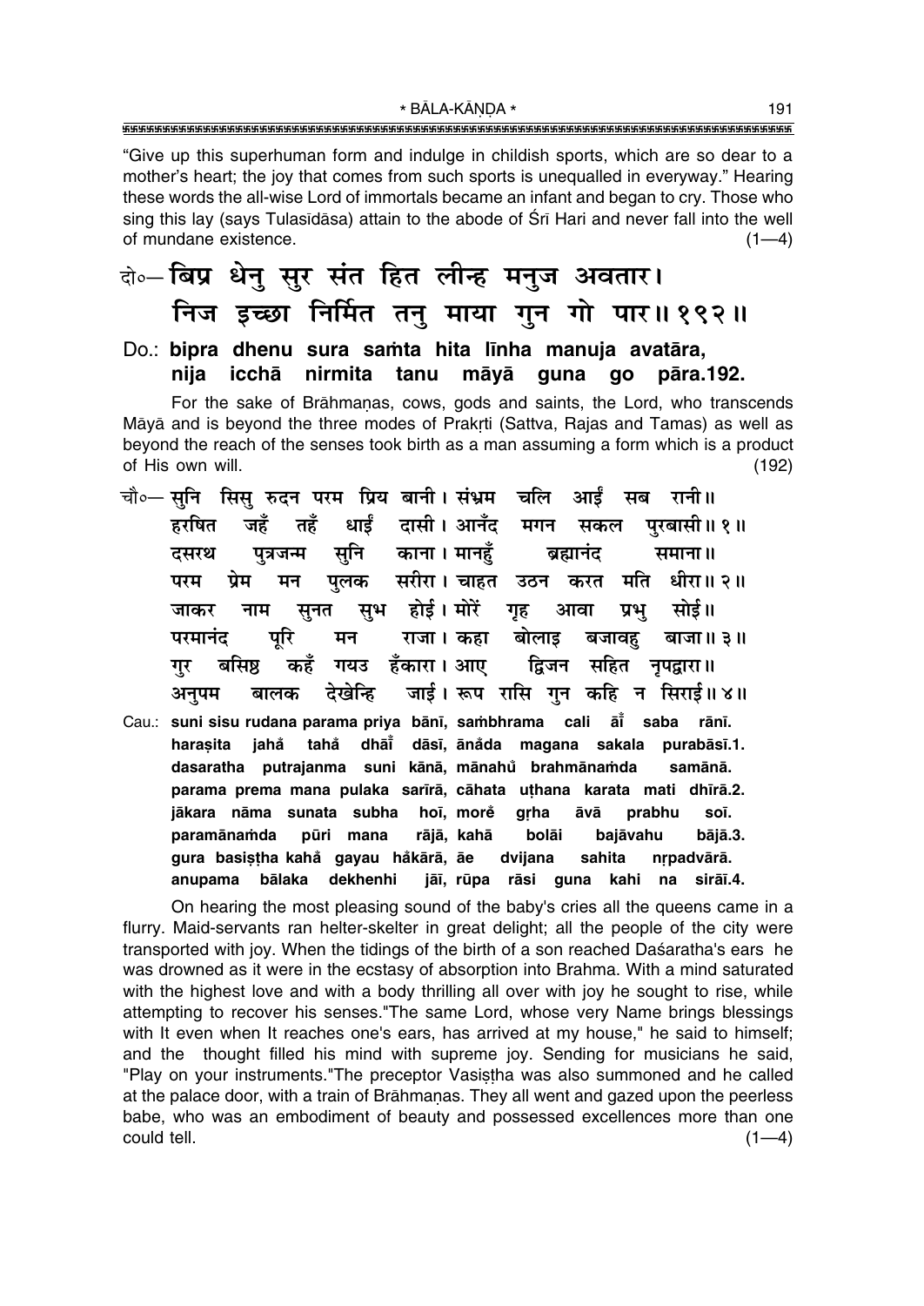"Give up this superhuman form and indulge in childish sports, which are so dear to a mother's heart; the joy that comes from such sports is unequalled in everyway." Hearing these words the all-wise Lord of immortals became an infant and began to cry. Those who sing this lay (says Tulasīdāsa) attain to the abode of Śrī Hari and never fall into the well of mundane existence. (1—4)

दो०— बिप्र धेनु सुर संत हित लीन्ह मनुज अवतार।
निज इच्छा निर्मित तनु माया गुन गो पार॥ १९२॥

Do.: **bipra dhenu sura saṁta hita līnha manuja avatāra,**
**nija icchā nirmita tanu māyā guna go pāra.192.**

For the sake of Brāhmaṇas, cows, gods and saints, the Lord, who transcends Māyā and is beyond the three modes of Prakṛti (Sattva, Rajas and Tamas) as well as beyond the reach of the senses took birth as a man assuming a form which is a product of His own will. (192)

चौ०— सुनि सिसु रुदन परम प्रिय बानी। संभ्रम चलि आईं सब रानी॥
हरषित जहँ तहँ धाईं दासी। आनँद मगन सकल पुरबासी॥ १॥
दसरथ पुत्रजन्म सुनि काना। मानहुँ ब्रह्मानंद समाना॥
परम प्रेम मन पुलक सरीरा। चाहत उठन करत मति धीरा॥ २॥
जाकर नाम सुनत सुभ होई। मोरें गृह आवा प्रभु सोई॥
परमानंद पूरि मन राजा। कहा बोलाइ बजावहु बाजा॥ ३॥
गुर बसिष्ठ कहँ गयउ हँकारा। आए द्विजन सहित नृपद्वारा॥
अनुपम बालक देखेन्हि जाई। रूप रासि गुन कहि न सिराई॥ ४॥

Cau.: **suni sisu rudana parama priya bānī, saṁbhrama cali āi͂ saba rānī.**
**haraṣita jahå tahå dhāi͂ dāsī, ānåda magana sakala purabāsī.1.**
**dasaratha putrajanma suni kānā, mānahů brahmānaṁda samānā.**
**parama prema mana pulaka sarīrā, cāhata uṭhana karata mati dhīrā.2.**
**jākara nāma sunata subha hoī, morě gṛha āvā prabhu soī.**
**paramānaṁda pūri mana rājā, kahā bolāi bajāvahu bājā.3.**
**gura basiṣṭha kahå gayau håkārā, āe dvijana sahita nṛpadvārā.**
**anupama bālaka dekhenhi jāī, rūpa rāsi guna kahi na sirāī.4.**

On hearing the most pleasing sound of the baby's cries all the queens came in a flurry. Maid-servants ran helter-skelter in great delight; all the people of the city were transported with joy. When the tidings of the birth of a son reached Daśaratha's ears he was drowned as it were in the ecstasy of absorption into Brahma. With a mind saturated with the highest love and with a body thrilling all over with joy he sought to rise, while attempting to recover his senses."The same Lord, whose very Name brings blessings with It even when It reaches one's ears, has arrived at my house," he said to himself; and the thought filled his mind with supreme joy. Sending for musicians he said, "Play on your instruments."The preceptor Vasiṣṭha was also summoned and he called at the palace door, with a train of Brāhmaṇas. They all went and gazed upon the peerless babe, who was an embodiment of beauty and possessed excellences more than one could tell. (1—4)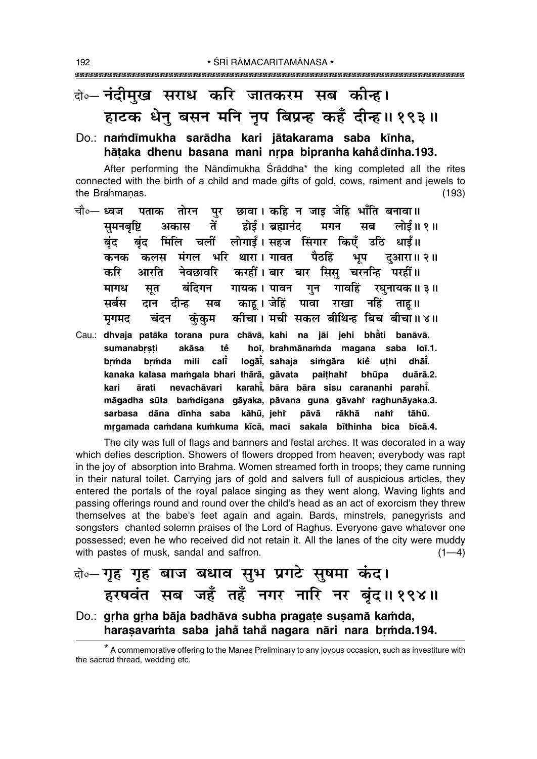दो०— नंदीमुख सराध करि जातकरम सब कीन्ह।
हाटक धेनु बसन मनि नृप बिप्रन्ह कहँ दीन्ह॥ १९३॥

Do.: **naṁdīmukha sarādha kari jātakarama saba kīnha, hāṭaka dhenu basana mani nṛpa bipranha kahå̐ dīnha.193.**

After performing the Nāndīmukha Śrāddha* the king completed all the rites connected with the birth of a child and made gifts of gold, cows, raiment and jewels to the Brāhmaṇas. (193)

चौ०— ध्वज पताक तोरन पुर छावा। कहि न जाइ जेहि भाँति बनावा॥
सुमनबृष्टि अकास तें होई। ब्रह्मानंद मगन सब लोई॥ १॥
बृंद बृंद मिलि चलीं लोगाईं। सहज सिंगार किएँ उठि धाईं॥
कनक कलस मंगल भरि थारा। गावत पैठहिं भूप दुआरा॥ २॥
करि आरति नेवछावरि करहीं। बार बार सिसु चरनन्हि परहीं॥
मागध सूत बंदिगन गायक। पावन गुन गावहिं रघुनायक॥ ३॥
सर्बस दान दीन्ह सब काहू। जेहिं पावा राखा नहिं ताहू॥
मृगमद चंदन कुंकुम कीचा। मची सकल बीथिन्ह बिच बीचा॥ ४॥

Cau.: **dhvaja patāka torana pura chāvā, kahi na jāi jehi bhå̐ti banāvā. sumanabṛṣṭi akāsa tẽ hoī, brahmānaṁda magana saba loī.1. bṛṁda bṛṁda mili calī̃ logāī̃, sahaja siṁgāra kiẽ uṭhi dhāī̃. kanaka kalasa maṁgala bhari thārā, gāvata paiṭhahi̇̃ bhūpa duārā.2. kari ārati nevachāvari karahī̃, bāra bāra sisu carananhi parahī̃. māgadha sūta baṁdigana gāyaka, pāvana guna gāvahi̇̃ raghunāyaka.3. sarbasa dāna dīnha saba kāhū, jehi̇̃ pāvā rākhā nahi̇̃ tāhū. mṛgamada caṁdana kuṁkuma kīcā, macī sakala bīthinha bica bīcā.4.**

The city was full of flags and banners and festal arches. It was decorated in a way which defies description. Showers of flowers dropped from heaven; everybody was rapt in the joy of absorption into Brahma. Women streamed forth in troops; they came running in their natural toilet. Carrying jars of gold and salvers full of auspicious articles, they entered the portals of the royal palace singing as they went along. Waving lights and passing offerings round and round over the child's head as an act of exorcism they threw themselves at the babe's feet again and again. Bards, minstrels, panegyrists and songsters chanted solemn praises of the Lord of Raghus. Everyone gave whatever one possessed; even he who received did not retain it. All the lanes of the city were muddy with pastes of musk, sandal and saffron. (1—4)

दो०— गृह गृह बाज बधाव सुभ प्रगटे सुषमा कंद।
हरषवंत सब जहँ तहँ नगर नारि नर बृंद॥ १९४॥

Do.: **gṛha gṛha bāja badhāva subha pragaṭe suṣamā kaṁda, haraṣavaṁta saba jahå̐ tahå̐ nagara nāri nara bṛṁda.194.**

---

* A commemorative offering to the Manes Preliminary to any joyous occasion, such as investiture with the sacred thread, wedding etc.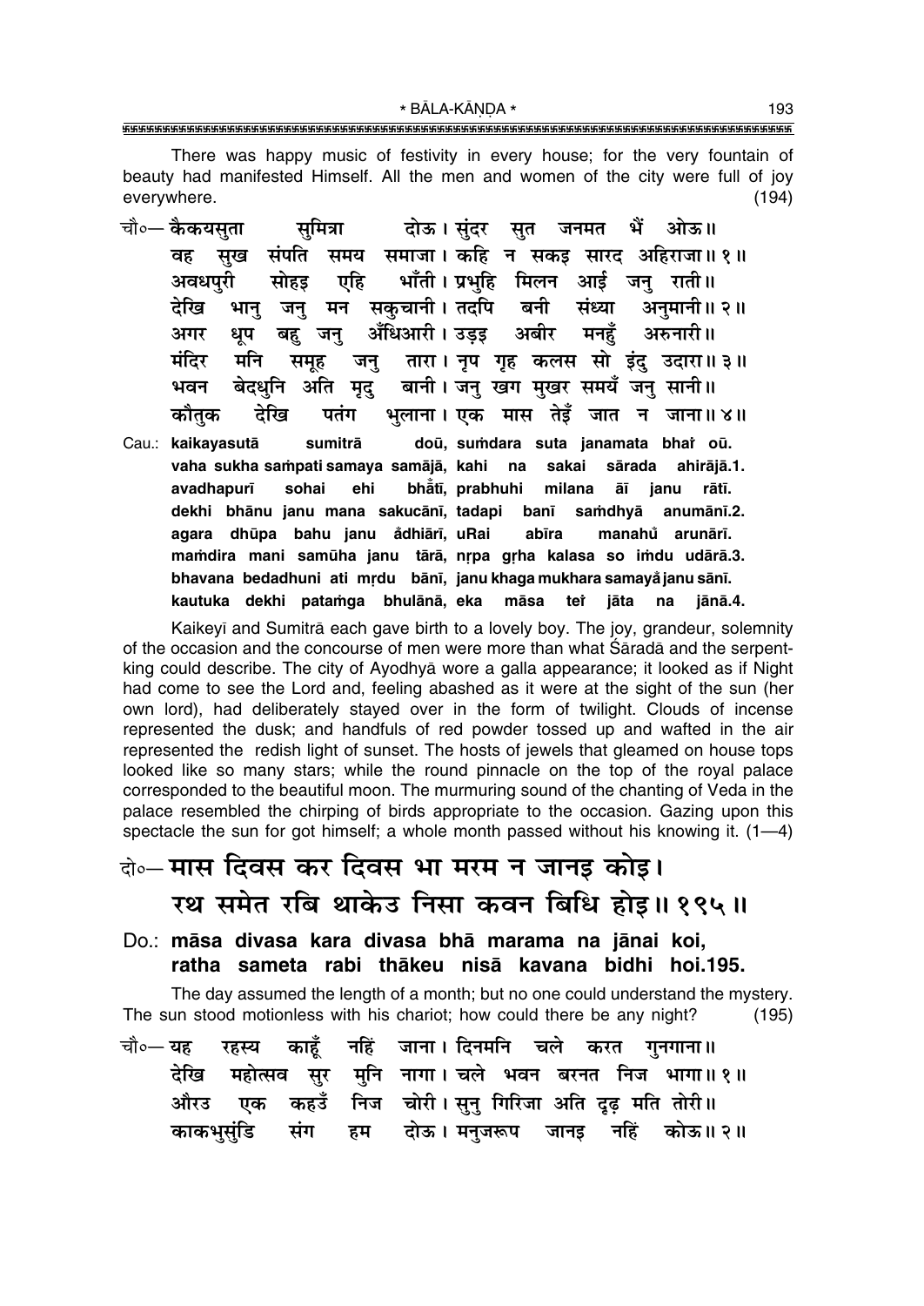There was happy music of festivity in every house; for the very fountain of beauty had manifested Himself. All the men and women of the city were full of joy everywhere. (194)

चौ०— कैकयसुता सुमित्रा दोऊ। सुंदर सुत जनमत भैं ओऊ॥
वह सुख संपति समय समाजा। कहि न सकइ सारद अहिराजा॥ १॥
अवधपुरी सोहइ एहि भाँती। प्रभुहि मिलन आई जनु राती॥
देखि भानु जनु मन सकुचानी। तदपि बनी संध्या अनुमानी॥ २॥
अगर धूप बहु जनु अँधिआरी। उड़इ अबीर मनहुँ अरुनारी॥
मंदिर मनि समूह जनु तारा। नृप गृह कलस सो इंदु उदारा॥ ३॥
भवन बेदधुनि अति मृदु बानी। जनु खग मुखर समयँ जनु सानी॥
कौतुक देखि पतंग भुलाना। एक मास तेइँ जात न जाना॥ ४॥

Cau.: **kaikayasutā sumitrā doū, suṁdara suta janamata bhaiṁ oū.**
**vaha sukha saṁpati samaya samājā, kahi na sakai sārada ahirājā.1.**
**avadhapurī sohai ehi bhām̐tī, prabhuhi milana āī janu rātī.**
**dekhi bhānu janu mana sakucānī, tadapi banī saṁdhyā anumānī.2.**
**agara dhūpa bahu janu am̐dhiārī, uRai abīra manahum̐ arunārī.**
**maṁdira mani samūha janu tārā, nṛpa gṛha kalasa so iṁdu udārā.3.**
**bhavana bedadhuni ati mṛdu bānī, janu khaga mukhara samayam̐ janu sānī.**
**kautuka dekhi pataṁga bhulānā, eka māsa teiṁ jāta na jānā.4.**

Kaikeyī and Sumitrā each gave birth to a lovely boy. The joy, grandeur, solemnity of the occasion and the concourse of men were more than what Śāradā and the serpent-king could describe. The city of Ayodhyā wore a galla appearance; it looked as if Night had come to see the Lord and, feeling abashed as it were at the sight of the sun (her own lord), had deliberately stayed over in the form of twilight. Clouds of incense represented the dusk; and handfuls of red powder tossed up and wafted in the air represented the redish light of sunset. The hosts of jewels that gleamed on house tops looked like so many stars; while the round pinnacle on the top of the royal palace corresponded to the beautiful moon. The murmuring sound of the chanting of Veda in the palace resembled the chirping of birds appropriate to the occasion. Gazing upon this spectacle the sun for got himself; a whole month passed without his knowing it. (1—4)

## दो०— मास दिवस कर दिवस भा मरम न जानइ कोइ। रथ समेत रबि थाकेउ निसा कवन बिधि होइ॥ १९५॥

## Do.: māsa divasa kara divasa bhā marama na jānai koi, ratha sameta rabi thākeu nisā kavana bidhi hoi.195.

The day assumed the length of a month; but no one could understand the mystery. The sun stood motionless with his chariot; how could there be any night? (195)

चौ०— यह रहस्य काहूँ नहिं जाना। दिनमनि चले करत गुनगाना॥
देखि महोत्सव सुर मुनि नागा। चले भवन बरनत निज भागा॥ १॥
औरउ एक कहउँ निज चोरी। सुनु गिरिजा अति दृढ़ मति तोरी॥
काकभुसुंडि संग हम दोऊ। मनुजरूप जानइ नहिं कोऊ॥ २॥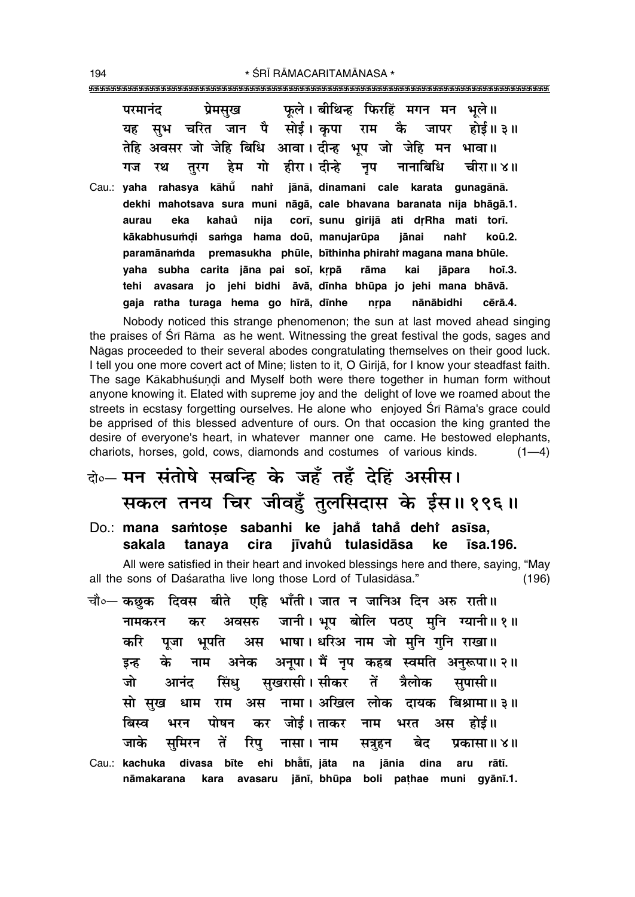परमानंद प्रेमसुख फूले। बीथिन्ह फिरहिं मगन मन भूले॥
यह सुभ चरित जान पै सोई। कृपा राम कै जापर होई॥ ३॥
तेहि अवसर जो जेहि बिधि आवा। दीन्ह भूप जो जेहि मन भावा॥
गज रथ तुरग हेम गो हीरा। दीन्हे नृप नानाबिधि चीरा॥ ४॥

Cau.: **yaha rahasya kāhū̐ nahi̐ jānā, dinamani cale karata gunagānā.**
**dekhi mahotsava sura muni nāgā, cale bhavana baranata nija bhāgā.1.**
**aurau eka kahau̐ nija corī, sunu girijā ati dṛRha mati torī.**
**kākabhusuṁḍi saṁga hama doū, manujarūpa jānai nahi̐ koū.2.**
**paramānaṁda premasukha phūle, bīthinha phirahi̐ magana mana bhūle.**
**yaha subha carita jāna pai soī, kṛpā rāma kai jāpara hoī.3.**
**tehi avasara jo jehi bidhi āvā, dīnha bhūpa jo jehi mana bhāvā.**
**gaja ratha turaga hema go hīrā, dīnhe nṛpa nānābidhi cīrā.4.**

Nobody noticed this strange phenomenon; the sun at last moved ahead singing the praises of Śrī Rāma as he went. Witnessing the great festival the gods, sages and Nāgas proceeded to their several abodes congratulating themselves on their good luck. I tell you one more covert act of Mine; listen to it, O Girijā, for I know your steadfast faith. The sage Kākabhuśuṇḍi and Myself both were there together in human form without anyone knowing it. Elated with supreme joy and the delight of love we roamed about the streets in ecstasy forgetting ourselves. He alone who enjoyed Śrī Rāma's grace could be apprised of this blessed adventure of ours. On that occasion the king granted the desire of everyone's heart, in whatever manner one came. He bestowed elephants, chariots, horses, gold, cows, diamonds and costumes of various kinds. (1—4)

## दो०— मन संतोषे सबन्हि के जहँ तहँ देहिं असीस। सकल तनय चिर जीवहुँ तुलसिदास के ईस॥ १९६॥

Do.: **mana saṁtoṣe sabanhi ke jahā̐ tahā̐ dehi̐ asīsa, sakala tanaya cira jīvahu̐ tulasidāsa ke īsa.196.**

All were satisfied in their heart and invoked blessings here and there, saying, "May all the sons of Daśaratha live long those Lord of Tulasīdāsa." (196)

चौ०— कछुक दिवस बीते एहि भाँती। जात न जानिअ दिन अरु राती॥
नामकरन कर अवसरु जानी। भूप बोलि पठए मुनि ग्यानी॥ १॥
करि पूजा भूपति अस भाषा। धरिअ नाम जो मुनि गुनि राखा॥
इन्ह के नाम अनेक अनूपा। मैं नृप कहब स्वमति अनुरूपा॥ २॥
जो आनंद सिंधु सुखरासी। सीकर तें त्रैलोक सुपासी॥
सो सुख धाम राम अस नामा। अखिल लोक दायक बिश्रामा॥ ३॥
बिस्व भरन पोषन कर जोई। ताकर नाम भरत अस होई॥
जाके सुमिरन तें रिपु नासा। नाम सत्रुहन बेद प्रकासा॥ ४॥

Cau.: **kachuka divasa bīte ehi bhā̐tī, jāta na jānia dina aru rātī.**
**nāmakarana kara avasaru jānī, bhūpa boli paṭhae muni gyānī.1.**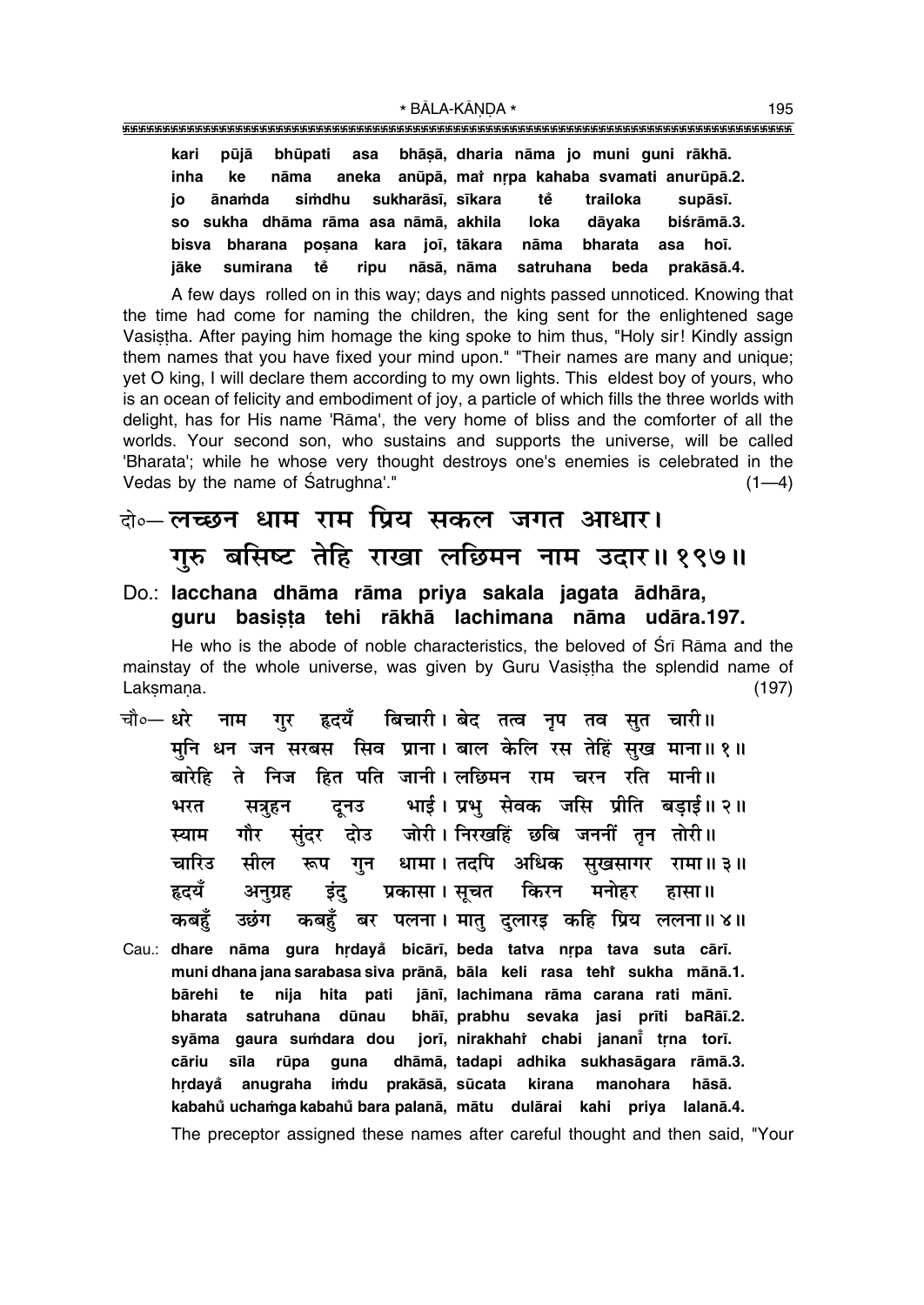**kari pūjā bhūpati asa bhāṣā, dharia nāma jo muni guni rākhā.**
**inha ke nāma aneka anūpā, maiṁ nṛpa kahaba svamati anurūpā.2.**
**jo ānaṁda siṁdhu sukharāsī, sīkara tě trailoka supāsī.**
**so sukha dhāma rāma asa nāmā, akhila loka dāyaka biśrāmā.3.**
**bisva bharana poṣana kara joī, tākara nāma bharata asa hoī.**
**jāke sumirana tě ripu nāsā, nāma satruhana beda prakāsā.4.**

A few days rolled on in this way; days and nights passed unnoticed. Knowing that the time had come for naming the children, the king sent for the enlightened sage Vasiṣṭha. After paying him homage the king spoke to him thus, "Holy sir! Kindly assign them names that you have fixed your mind upon." "Their names are many and unique; yet O king, I will declare them according to my own lights. This eldest boy of yours, who is an ocean of felicity and embodiment of joy, a particle of which fills the three worlds with delight, has for His name 'Rāma', the very home of bliss and the comforter of all the worlds. Your second son, who sustains and supports the universe, will be called 'Bharata'; while he whose very thought destroys one's enemies is celebrated in the Vedas by the name of Śatrughna'." (1—4)

## दो०— लच्छन धाम राम प्रिय सकल जगत आधार। गुरु बसिष्ट तेहि राखा लछिमन नाम उदार॥ १९७॥

**Do.: lacchana dhāma rāma priya sakala jagata ādhāra,**
**guru basiṣṭa tehi rākhā lachimana nāma udāra.197.**

He who is the abode of noble characteristics, the beloved of Śrī Rāma and the mainstay of the whole universe, was given by Guru Vasiṣṭha the splendid name of Lakṣmaṇa. (197)

चौ०— धरे नाम गुर हृदयँ बिचारी। बेद तत्व नृप तव सुत चारी॥
मुनि धन जन सरबस सिव प्राना। बाल केलि रस तेहिं सुख माना॥ १॥
बारेहि ते निज हित पति जानी। लछिमन राम चरन रति मानी॥
भरत सत्रुहन दूनउ भाई। प्रभु सेवक जसि प्रीति बड़ाई॥ २॥
स्याम गौर सुंदर दोउ जोरी। निरखहिं छबि जननीं तृन तोरी॥
चारिउ सील रूप गुन धामा। तदपि अधिक सुखसागर रामा॥ ३॥
हृदयँ अनुग्रह इंदु प्रकासा। सूचत किरन मनोहर हासा॥
कबहुँ उछंग कबहुँ बर पलना। मातु दुलारइ कहि प्रिय ललना॥ ४॥

**Cau.: dhare nāma gura hṛdayå bicārī, beda tatva nṛpa tava suta cārī.**
**muni dhana jana sarabasa siva prānā, bāla keli rasa tehiṁ sukha mānā.1.**
**bārehi te nija hita pati jānī, lachimana rāma carana rati mānī.**
**bharata satruhana dūnau bhāī, prabhu sevaka jasi prīti baRāī.2.**
**syāma gaura suṁdara dou jorī, nirakhahiṁ chabi jananīँ tṛna torī.**
**cāriu sīla rūpa guna dhāmā, tadapi adhika sukhasāgara rāmā.3.**
**hṛdayå anugraha iṁdu prakāsā, sūcata kirana manohara hāsā.**
**kabahů uchaṁga kabahů bara palanā, mātu dulārai kahi priya lalanā.4.**

The preceptor assigned these names after careful thought and then said, "Your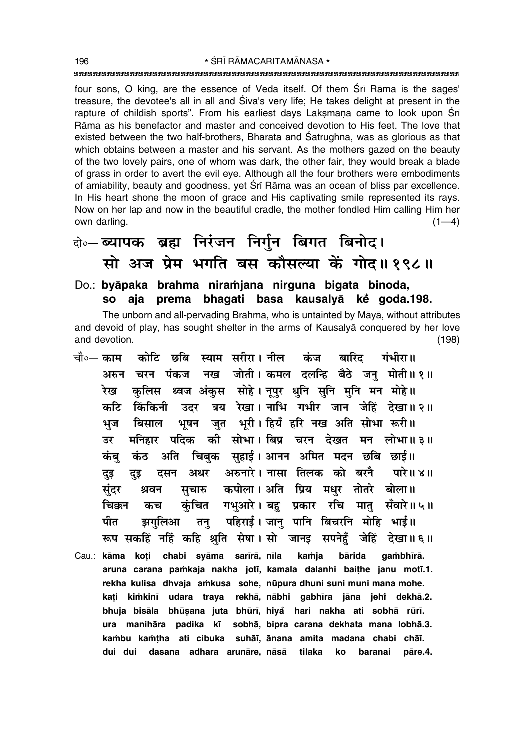four sons, O king, are the essence of Veda itself. Of them Śrī Rāma is the sages' treasure, the devotee's all in all and Śiva's very life; He takes delight at present in the rapture of childish sports". From his earliest days Lakṣmaṇa came to look upon Śrī Rāma as his benefactor and master and conceived devotion to His feet. The love that existed between the two half-brothers, Bharata and Śatrughna, was as glorious as that which obtains between a master and his servant. As the mothers gazed on the beauty of the two lovely pairs, one of whom was dark, the other fair, they would break a blade of grass in order to avert the evil eye. Although all the four brothers were embodiments of amiability, beauty and goodness, yet Śrī Rāma was an ocean of bliss par excellence. In His heart shone the moon of grace and His captivating smile represented its rays. Now on her lap and now in the beautiful cradle, the mother fondled Him calling Him her own darling. (1—4)

## दो०— ब्यापक ब्रह्म निरंजन निर्गुन बिगत बिनोद। सो अज प्रेम भगति बस कौसल्या कें गोद॥ १९८॥

**Do.: byāpaka brahma niraṁjana nirguna bigata binoda, so aja prema bhagati basa kausalyā kė̃ goda.198.**

The unborn and all-pervading Brahma, who is untainted by Māyā, without attributes and devoid of play, has sought shelter in the arms of Kausalyā conquered by her love and devotion. (198)

चौ०— काम कोटि छबि स्याम सरीरा। नील कंज बारिद गंभीरा॥
अरुन चरन पंकज नख जोती। कमल दलन्हि बैठे जनु मोती॥ १॥
रेख कुलिस ध्वज अंकुस सोहे। नूपुर धुनि सुनि मुनि मन मोहे॥
कटि किंकिनी उदर त्रय रेखा। नाभि गभीर जान जेहिं देखा॥ २॥
भुज बिसाल भूषन जुत भूरी। हियँ हरि नख अति सोभा रूरी॥
उर मनिहार पदिक की सोभा। बिप्र चरन देखत मन लोभा॥ ३॥
कंबु कंठ अति चिबुक सुहाई। आनन अमित मदन छबि छाई॥
दुइ दुइ दसन अधर अरुनारे। नासा तिलक को बरनै पारे॥ ४॥
सुंदर श्रवन सुचारु कपोला। अति प्रिय मधुर तोतरे बोला॥
चिक्कन कच कुंचित गभुआरे। बहु प्रकार रचि मातु सँवारे॥ ५॥
पीत झगुलिआ तनु पहिराई। जानु पानि बिचरनि मोहि भाई॥
रूप सकहिं नहिं कहि श्रुति सेषा। सो जानइ सपनेहुँ जेहिं देखा॥ ६॥

**Cau.: kāma koṭi chabi syāma sarīrā, nīla kaṁja bārida gaṁbhīrā.**
**aruna carana paṁkaja nakha jotī, kamala dalanhi baiṭhe janu motī.1.**
**rekha kulisa dhvaja aṁkusa sohe, nūpura dhuni suni muni mana mohe.**
**kaṭi kiṁkinī udara traya rekhā, nābhi gabhīra jāna jehi̐ dekhā.2.**
**bhuja bisāla bhūṣana juta bhūrī, hiyȧ̃ hari nakha ati sobhā rūrī.**
**ura manihāra padika kī sobhā, bipra carana dekhata mana lobhā.3.**
**kaṁbu kaṁṭha ati cibuka suhāī, ānana amita madana chabi chāī.**
**dui dui dasana adhara arunāre, nāsā tilaka ko baranai pāre.4.**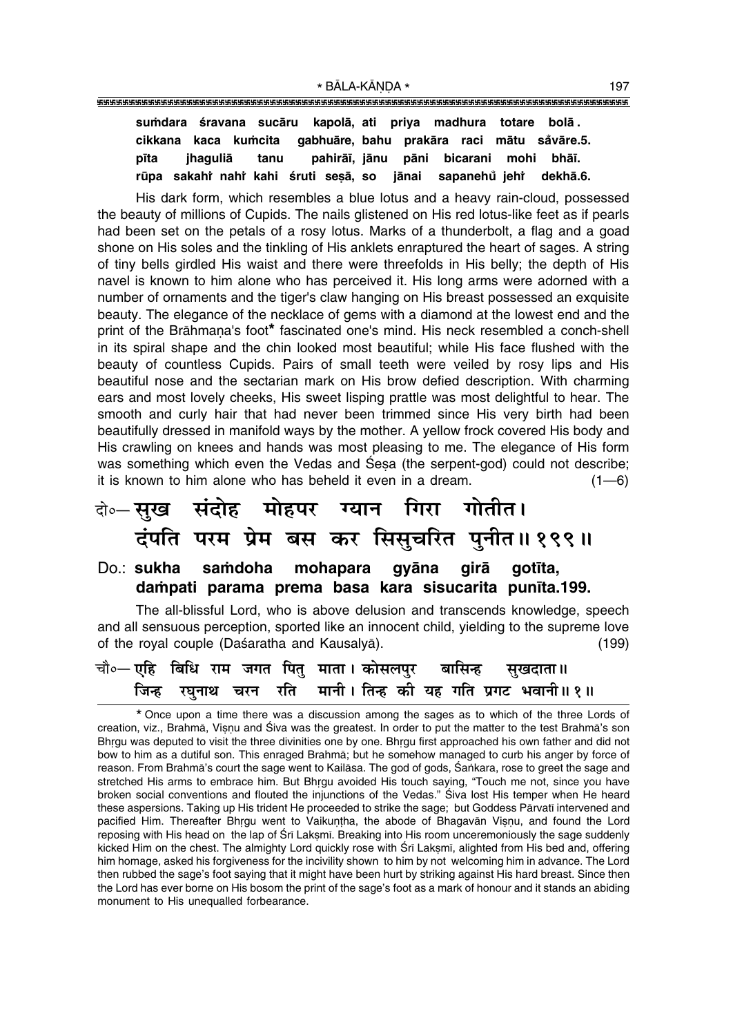**suṁdara śravana sucāru kapolā, ati priya madhura totare bolā.**
**cikkana kaca kuṁcita gabhuāre, bahu prakāra raci mātu sa̐vāre.5.**
**pīta jhaguliā tanu pahirāī, jānu pāni bicarani mohi bhāī.**
**rūpa sakahiṁ nahiṁ kahi śruti seṣā, so jānai sapanehu̐ jehiṁ dekhā.6.**

His dark form, which resembles a blue lotus and a heavy rain-cloud, possessed the beauty of millions of Cupids. The nails glistened on His red lotus-like feet as if pearls had been set on the petals of a rosy lotus. Marks of a thunderbolt, a flag and a goad shone on His soles and the tinkling of His anklets enraptured the heart of sages. A string of tiny bells girdled His waist and there were threefolds in His belly; the depth of His navel is known to him alone who has perceived it. His long arms were adorned with a number of ornaments and the tiger's claw hanging on His breast possessed an exquisite beauty. The elegance of the necklace of gems with a diamond at the lowest end and the print of the Brāhmaṇa's foot* fascinated one's mind. His neck resembled a conch-shell in its spiral shape and the chin looked most beautiful; while His face flushed with the beauty of countless Cupids. Pairs of small teeth were veiled by rosy lips and His beautiful nose and the sectarian mark on His brow defied description. With charming ears and most lovely cheeks, His sweet lisping prattle was most delightful to hear. The smooth and curly hair that had never been trimmed since His very birth had been beautifully dressed in manifold ways by the mother. A yellow frock covered His body and His crawling on knees and hands was most pleasing to me. The elegance of His form was something which even the Vedas and Śeṣa (the serpent-god) could not describe; it is known to him alone who has beheld it even in a dream. (1—6)

दो०— सुख संदोह मोहपर ग्यान गिरा गोतीत।
दंपति परम प्रेम बस कर सिसुचरित पुनीत॥ १९९॥

Do.: **sukha saṁdoha mohapara gyāna girā gotīta,**
**daṁpati parama prema basa kara sisucarita punīta.199.**

The all-blissful Lord, who is above delusion and transcends knowledge, speech and all sensuous perception, sported like an innocent child, yielding to the supreme love of the royal couple (Daśaratha and Kausalyā). (199)

चौ०— एहि बिधि राम जगत पितु माता। कोसलपुर बासिन्ह सुखदाता॥
जिन्ह रघुनाथ चरन रति मानी। तिन्ह की यह गति प्रगट भवानी॥ १॥

---

* Once upon a time there was a discussion among the sages as to which of the three Lords of creation, viz., Brahmā, Viṣṇu and Śiva was the greatest. In order to put the matter to the test Brahmā's son Bhṛgu was deputed to visit the three divinities one by one. Bhṛgu first approached his own father and did not bow to him as a dutiful son. This enraged Brahmā; but he somehow managed to curb his anger by force of reason. From Brahmā's court the sage went to Kailāsa. The god of gods, Śaṅkara, rose to greet the sage and stretched His arms to embrace him. But Bhṛgu avoided His touch saying, "Touch me not, since you have broken social conventions and flouted the injunctions of the Vedas." Śiva lost His temper when He heard these aspersions. Taking up His trident He proceeded to strike the sage; but Goddess Pārvatī intervened and pacified Him. Thereafter Bhṛgu went to Vaikuṇṭha, the abode of Bhagavān Viṣṇu, and found the Lord reposing with His head on the lap of Śrī Lakṣmī. Breaking into His room unceremoniously the sage suddenly kicked Him on the chest. The almighty Lord quickly rose with Śrī Lakṣmī, alighted from His bed and, offering him homage, asked his forgiveness for the incivility shown to him by not welcoming him in advance. The Lord then rubbed the sage's foot saying that it might have been hurt by striking against His hard breast. Since then the Lord has ever borne on His bosom the print of the sage's foot as a mark of honour and it stands an abiding monument to His unequalled forbearance.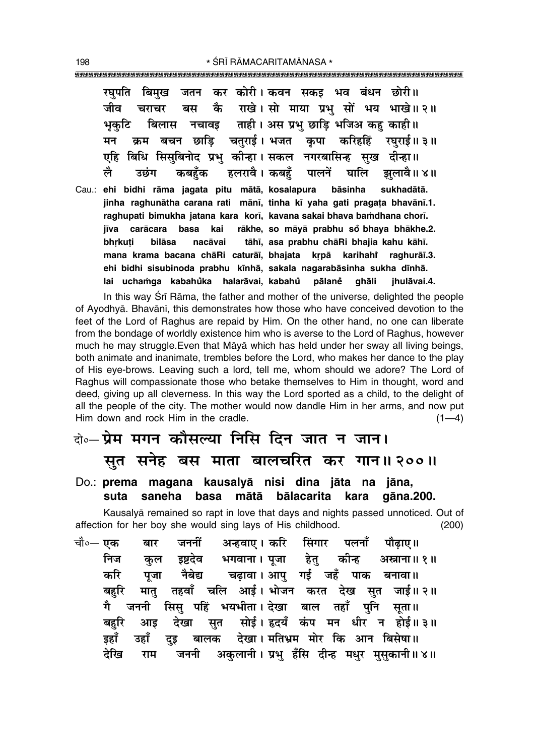रघुपति बिमुख जतन कर कोरी। कवन सकइ भव बंधन छोरी॥
जीव चराचर बस कै राखे। सो माया प्रभु सों भय भाखे॥ २॥
भृकुटि बिलास नचावइ ताही। अस प्रभु छाड़ि भजिअ कहु काही॥
मन क्रम बचन छाड़ि चतुराई। भजत कृपा करिहहिं रघुराई॥ ३॥
एहि बिधि सिसुबिनोद प्रभु कीन्हा। सकल नगरबासिन्ह सुख दीन्हा॥
लै उछंग कबहुँक हलरावै। कबहुँ पालनें घालि झुलावै॥ ४॥

Cau.: **ehi bidhi rāma jagata pitu mātā, kosalapura bāsinha sukhadātā.**
**jinha raghunātha carana rati mānī, tinha kī yaha gati pragaṭa bhavānī.1.**
**raghupati bimukha jatana kara korī, kavana sakai bhava baṁdhana chorī.**
**jīva carācara basa kai rākhe, so māyā prabhu sō̐ bhaya bhākhe.2.**
**bhṛkuṭi bilāsa nacāvai tāhī, asa prabhu chāRi bhajia kahu kāhī.**
**mana krama bacana chāRi caturāī, bhajata kṛpā karihahi̐ raghurāī.3.**
**ehi bidhi sisubinoda prabhu kīnhā, sakala nagarabāsinha sukha dīnhā.**
**lai uchaṁga kabahu̐ka halarāvai, kabahu̐ pālanẽ ghāli jhulāvai.4.**

In this way Śrī Rāma, the father and mother of the universe, delighted the people of Ayodhyā. Bhavānī, this demonstrates how those who have conceived devotion to the feet of the Lord of Raghus are repaid by Him. On the other hand, no one can liberate from the bondage of worldly existence him who is averse to the Lord of Raghus, however much he may struggle. Even that Māyā which has held under her sway all living beings, both animate and inanimate, trembles before the Lord, who makes her dance to the play of His eye-brows. Leaving such a lord, tell me, whom should we adore? The Lord of Raghus will compassionate those who betake themselves to Him in thought, word and deed, giving up all cleverness. In this way the Lord sported as a child, to the delight of all the people of the city. The mother would now dandle Him in her arms, and now put Him down and rock Him in the cradle. (1—4)

दो०— प्रेम मगन कौसल्या निसि दिन जात न जान।
सुत सनेह बस माता बालचरित कर गान॥ २००॥

Do.: **prema magana kausalyā nisi dina jāta na jāna,**
**suta saneha basa mātā bālacarita kara gāna.200.**

Kausalyā remained so rapt in love that days and nights passed unnoticed. Out of affection for her boy she would sing lays of His childhood. (200)

चौ०— एक बार जननीं अन्हवाए। करि सिंगार पलनाँ पौढ़ाए॥
निज कुल इष्टदेव भगवाना। पूजा हेतु कीन्ह अस्नाना॥ १॥
करि पूजा नैबेद्य चढ़ावा। आपु गई जहँ पाक बनावा॥
बहुरि मातु तहवाँ चलि आई। भोजन करत देख सुत जाई॥ २॥
गै जननी सिसु पहिं भयभीता। देखा बाल तहाँ पुनि सूता॥
बहुरि आइ देखा सुत सोई। हृदयँ कंप मन धीर न होई॥ ३॥
इहाँ उहाँ दुइ बालक देखा। मतिभ्रम मोर कि आन बिसेषा॥
देखि राम जननी अकुलानी। प्रभु हँसि दीन्ह मधुर मुसुकानी॥ ४॥